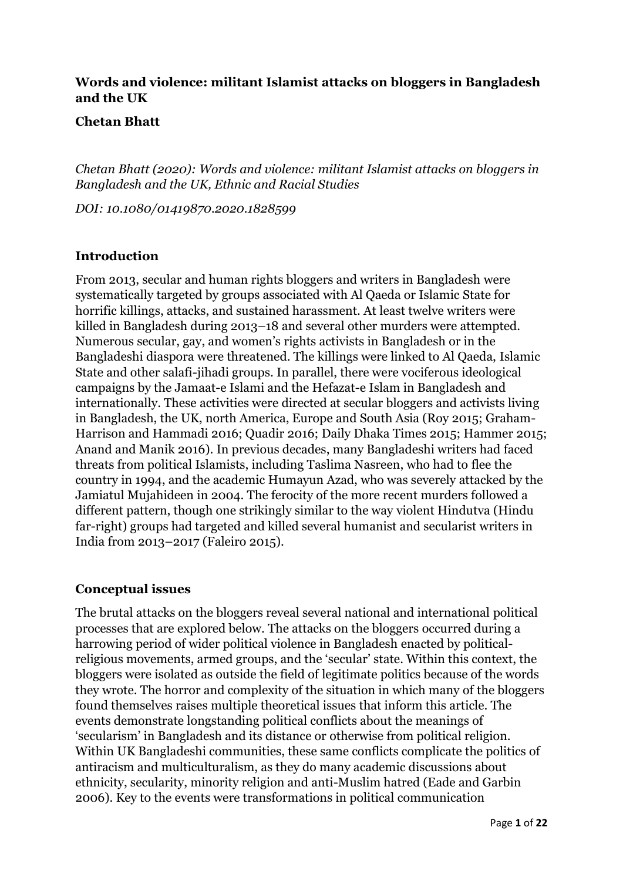**Words and violence: militant Islamist attacks on bloggers in Bangladesh and the UK**

**Chetan Bhatt**

*Chetan Bhatt (2020): Words and violence: militant Islamist attacks on bloggers in Bangladesh and the UK, Ethnic and Racial Studies*

*DOI: 10.1080/01419870.2020.1828599*

## Introduction

From 2013, secular and human rights bloggers and writers in Bangladesh were systematically targeted by groups associated with Al Qaeda or Islamic State for horrific killings, attacks, and sustained harassment. At least twelve writers were killed in Bangladesh during 2013–18 and several other murders were attempted. Numerous secular, gay, and women's rights activists in Bangladesh or in the Bangladeshi diaspora were threatened. The killings were linked to Al Qaeda, Islamic State and other salafi-jihadi groups. In parallel, there were vociferous ideological campaigns by the Jamaat-e Islami and the Hefazat-e Islam in Bangladesh and internationally. These activities were directed at secular bloggers and activists living in Bangladesh, the UK, north America, Europe and South Asia (Roy 2015; Graham-Harrison and Hammadi 2016; Quadir 2016; Daily Dhaka Times 2015; Hammer 2015; Anand and Manik 2016). In previous decades, many Bangladeshi writers had faced threats from political Islamists, including Taslima Nasreen, who had to flee the country in 1994, and the academic Humayun Azad, who was severely attacked by the Jamiatul Mujahideen in 2004. The ferocity of the more recent murders followed a different pattern, though one strikingly similar to the way violent Hindutva (Hindu far-right) groups had targeted and killed several humanist and secularist writers in India from 2013–2017 (Faleiro 2015).

## Conceptual issues

The brutal attacks on the bloggers reveal several national and international political processes that are explored below. The attacks on the bloggers occurred during a harrowing period of wider political violence in Bangladesh enacted by political-religious movements, armed groups, and the 'secular' state. Within this context, the bloggers were isolated as outside the field of legitimate politics because of the words they wrote. The horror and complexity of the situation in which many of the bloggers found themselves raises multiple theoretical issues that inform this article. The events demonstrate longstanding political conflicts about the meanings of 'secularism' in Bangladesh and its distance or otherwise from political religion. Within UK Bangladeshi communities, these same conflicts complicate the politics of antiracism and multiculturalism, as they do many academic discussions about ethnicity, secularity, minority religion and anti-Muslim hatred (Eade and Garbin 2006). Key to the events were transformations in political communication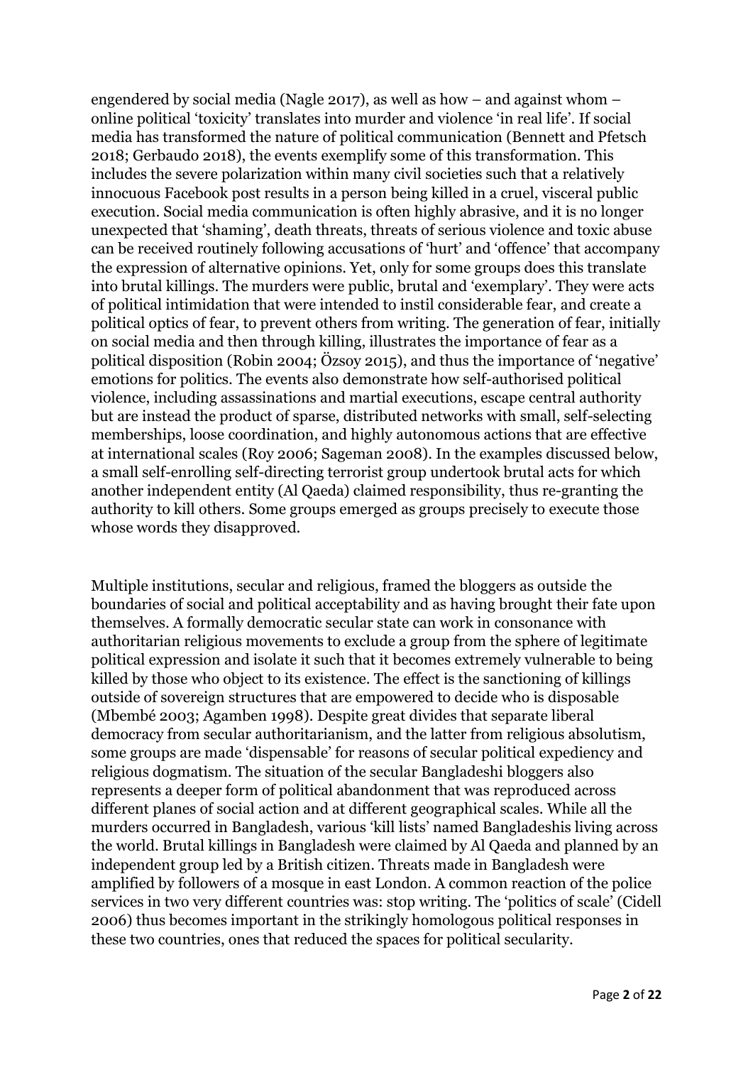engendered by social media (Nagle 2017), as well as how – and against whom – online political 'toxicity' translates into murder and violence 'in real life'. If social media has transformed the nature of political communication (Bennett and Pfetsch 2018; Gerbaudo 2018), the events exemplify some of this transformation. This includes the severe polarization within many civil societies such that a relatively innocuous Facebook post results in a person being killed in a cruel, visceral public execution. Social media communication is often highly abrasive, and it is no longer unexpected that 'shaming', death threats, threats of serious violence and toxic abuse can be received routinely following accusations of 'hurt' and 'offence' that accompany the expression of alternative opinions. Yet, only for some groups does this translate into brutal killings. The murders were public, brutal and 'exemplary'. They were acts of political intimidation that were intended to instil considerable fear, and create a political optics of fear, to prevent others from writing. The generation of fear, initially on social media and then through killing, illustrates the importance of fear as a political disposition (Robin 2004; Özsoy 2015), and thus the importance of 'negative' emotions for politics. The events also demonstrate how self-authorised political violence, including assassinations and martial executions, escape central authority but are instead the product of sparse, distributed networks with small, self-selecting memberships, loose coordination, and highly autonomous actions that are effective at international scales (Roy 2006; Sageman 2008). In the examples discussed below, a small self-enrolling self-directing terrorist group undertook brutal acts for which another independent entity (Al Qaeda) claimed responsibility, thus re-granting the authority to kill others. Some groups emerged as groups precisely to execute those whose words they disapproved.

Multiple institutions, secular and religious, framed the bloggers as outside the boundaries of social and political acceptability and as having brought their fate upon themselves. A formally democratic secular state can work in consonance with authoritarian religious movements to exclude a group from the sphere of legitimate political expression and isolate it such that it becomes extremely vulnerable to being killed by those who object to its existence. The effect is the sanctioning of killings outside of sovereign structures that are empowered to decide who is disposable (Mbembé 2003; Agamben 1998). Despite great divides that separate liberal democracy from secular authoritarianism, and the latter from religious absolutism, some groups are made 'dispensable' for reasons of secular political expediency and religious dogmatism. The situation of the secular Bangladeshi bloggers also represents a deeper form of political abandonment that was reproduced across different planes of social action and at different geographical scales. While all the murders occurred in Bangladesh, various 'kill lists' named Bangladeshis living across the world. Brutal killings in Bangladesh were claimed by Al Qaeda and planned by an independent group led by a British citizen. Threats made in Bangladesh were amplified by followers of a mosque in east London. A common reaction of the police services in two very different countries was: stop writing. The 'politics of scale' (Cidell 2006) thus becomes important in the strikingly homologous political responses in these two countries, ones that reduced the spaces for political secularity.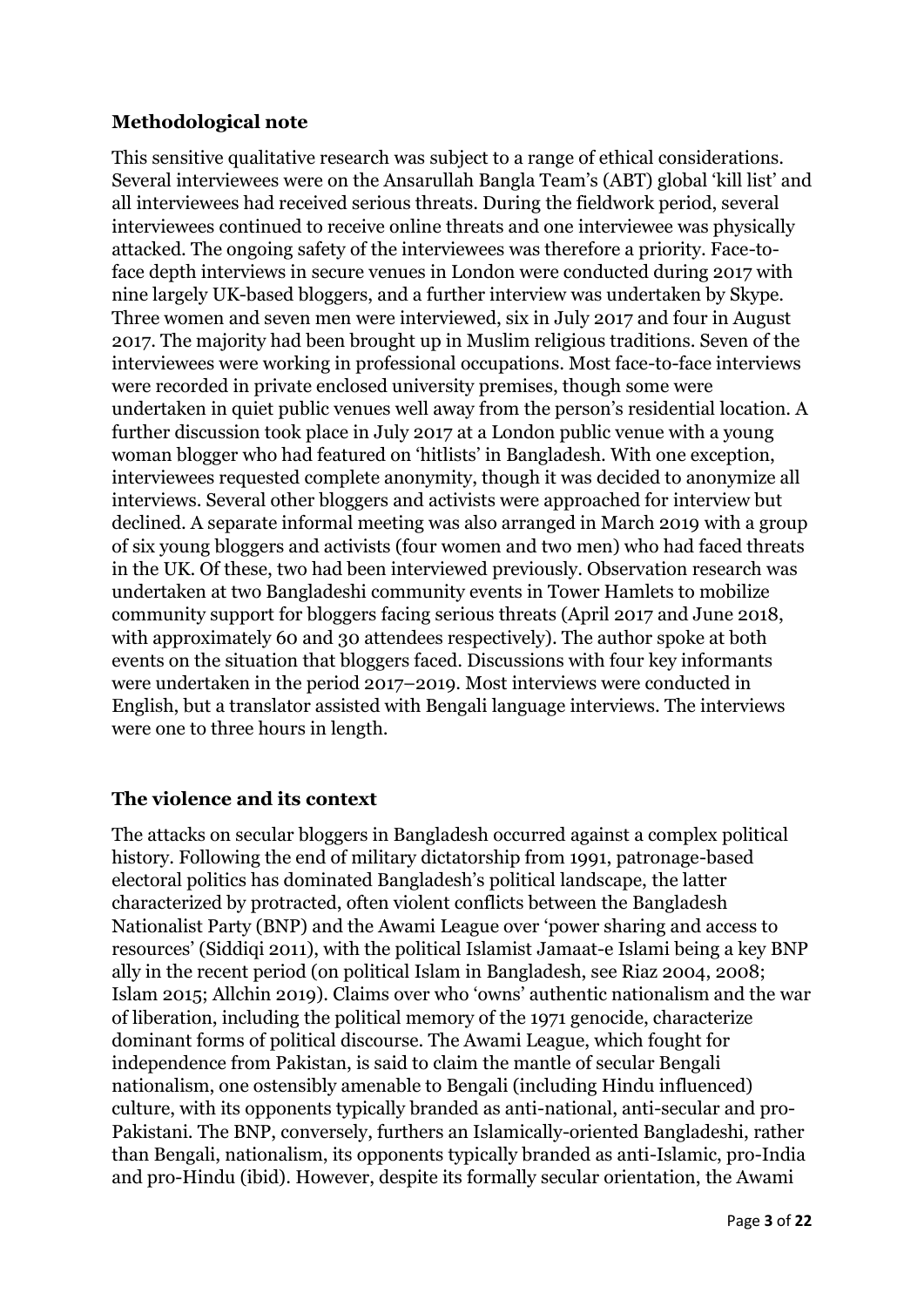## Methodological note

This sensitive qualitative research was subject to a range of ethical considerations. Several interviewees were on the Ansarullah Bangla Team's (ABT) global 'kill list' and all interviewees had received serious threats. During the fieldwork period, several interviewees continued to receive online threats and one interviewee was physically attacked. The ongoing safety of the interviewees was therefore a priority. Face-to-face depth interviews in secure venues in London were conducted during 2017 with nine largely UK-based bloggers, and a further interview was undertaken by Skype. Three women and seven men were interviewed, six in July 2017 and four in August 2017. The majority had been brought up in Muslim religious traditions. Seven of the interviewees were working in professional occupations. Most face-to-face interviews were recorded in private enclosed university premises, though some were undertaken in quiet public venues well away from the person's residential location. A further discussion took place in July 2017 at a London public venue with a young woman blogger who had featured on 'hitlists' in Bangladesh. With one exception, interviewees requested complete anonymity, though it was decided to anonymize all interviews. Several other bloggers and activists were approached for interview but declined. A separate informal meeting was also arranged in March 2019 with a group of six young bloggers and activists (four women and two men) who had faced threats in the UK. Of these, two had been interviewed previously. Observation research was undertaken at two Bangladeshi community events in Tower Hamlets to mobilize community support for bloggers facing serious threats (April 2017 and June 2018, with approximately 60 and 30 attendees respectively). The author spoke at both events on the situation that bloggers faced. Discussions with four key informants were undertaken in the period 2017–2019. Most interviews were conducted in English, but a translator assisted with Bengali language interviews. The interviews were one to three hours in length.

## The violence and its context

The attacks on secular bloggers in Bangladesh occurred against a complex political history. Following the end of military dictatorship from 1991, patronage-based electoral politics has dominated Bangladesh's political landscape, the latter characterized by protracted, often violent conflicts between the Bangladesh Nationalist Party (BNP) and the Awami League over 'power sharing and access to resources' (Siddiqi 2011), with the political Islamist Jamaat-e Islami being a key BNP ally in the recent period (on political Islam in Bangladesh, see Riaz 2004, 2008; Islam 2015; Allchin 2019). Claims over who 'owns' authentic nationalism and the war of liberation, including the political memory of the 1971 genocide, characterize dominant forms of political discourse. The Awami League, which fought for independence from Pakistan, is said to claim the mantle of secular Bengali nationalism, one ostensibly amenable to Bengali (including Hindu influenced) culture, with its opponents typically branded as anti-national, anti-secular and pro-Pakistani. The BNP, conversely, furthers an Islamically-oriented Bangladeshi, rather than Bengali, nationalism, its opponents typically branded as anti-Islamic, pro-India and pro-Hindu (ibid). However, despite its formally secular orientation, the Awami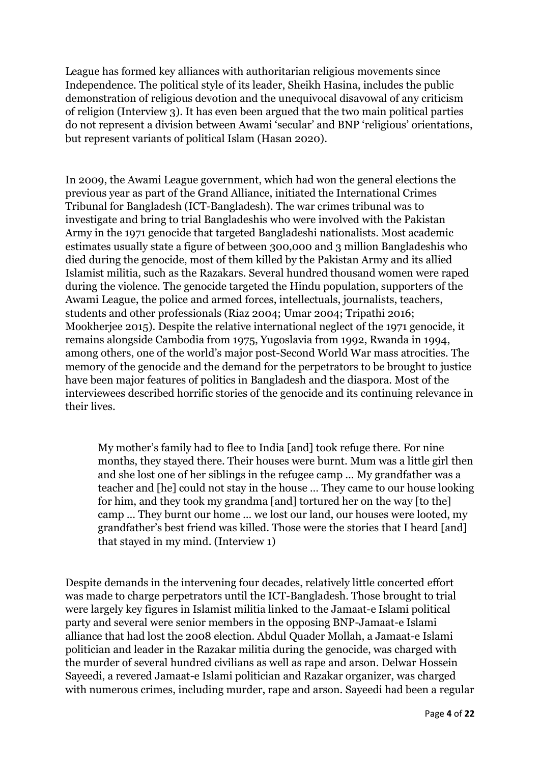League has formed key alliances with authoritarian religious movements since Independence. The political style of its leader, Sheikh Hasina, includes the public demonstration of religious devotion and the unequivocal disavowal of any criticism of religion (Interview 3). It has even been argued that the two main political parties do not represent a division between Awami 'secular' and BNP 'religious' orientations, but represent variants of political Islam (Hasan 2020).

In 2009, the Awami League government, which had won the general elections the previous year as part of the Grand Alliance, initiated the International Crimes Tribunal for Bangladesh (ICT-Bangladesh). The war crimes tribunal was to investigate and bring to trial Bangladeshis who were involved with the Pakistan Army in the 1971 genocide that targeted Bangladeshi nationalists. Most academic estimates usually state a figure of between 300,000 and 3 million Bangladeshis who died during the genocide, most of them killed by the Pakistan Army and its allied Islamist militia, such as the Razakars. Several hundred thousand women were raped during the violence. The genocide targeted the Hindu population, supporters of the Awami League, the police and armed forces, intellectuals, journalists, teachers, students and other professionals (Riaz 2004; Umar 2004; Tripathi 2016; Mookherjee 2015). Despite the relative international neglect of the 1971 genocide, it remains alongside Cambodia from 1975, Yugoslavia from 1992, Rwanda in 1994, among others, one of the world's major post-Second World War mass atrocities. The memory of the genocide and the demand for the perpetrators to be brought to justice have been major features of politics in Bangladesh and the diaspora. Most of the interviewees described horrific stories of the genocide and its continuing relevance in their lives.

> My mother's family had to flee to India [and] took refuge there. For nine months, they stayed there. Their houses were burnt. Mum was a little girl then and she lost one of her siblings in the refugee camp … My grandfather was a teacher and [he] could not stay in the house … They came to our house looking for him, and they took my grandma [and] tortured her on the way [to the] camp … They burnt our home … we lost our land, our houses were looted, my grandfather's best friend was killed. Those were the stories that I heard [and] that stayed in my mind. (Interview 1)

Despite demands in the intervening four decades, relatively little concerted effort was made to charge perpetrators until the ICT-Bangladesh. Those brought to trial were largely key figures in Islamist militia linked to the Jamaat-e Islami political party and several were senior members in the opposing BNP-Jamaat-e Islami alliance that had lost the 2008 election. Abdul Quader Mollah, a Jamaat-e Islami politician and leader in the Razakar militia during the genocide, was charged with the murder of several hundred civilians as well as rape and arson. Delwar Hossein Sayeedi, a revered Jamaat-e Islami politician and Razakar organizer, was charged with numerous crimes, including murder, rape and arson. Sayeedi had been a regular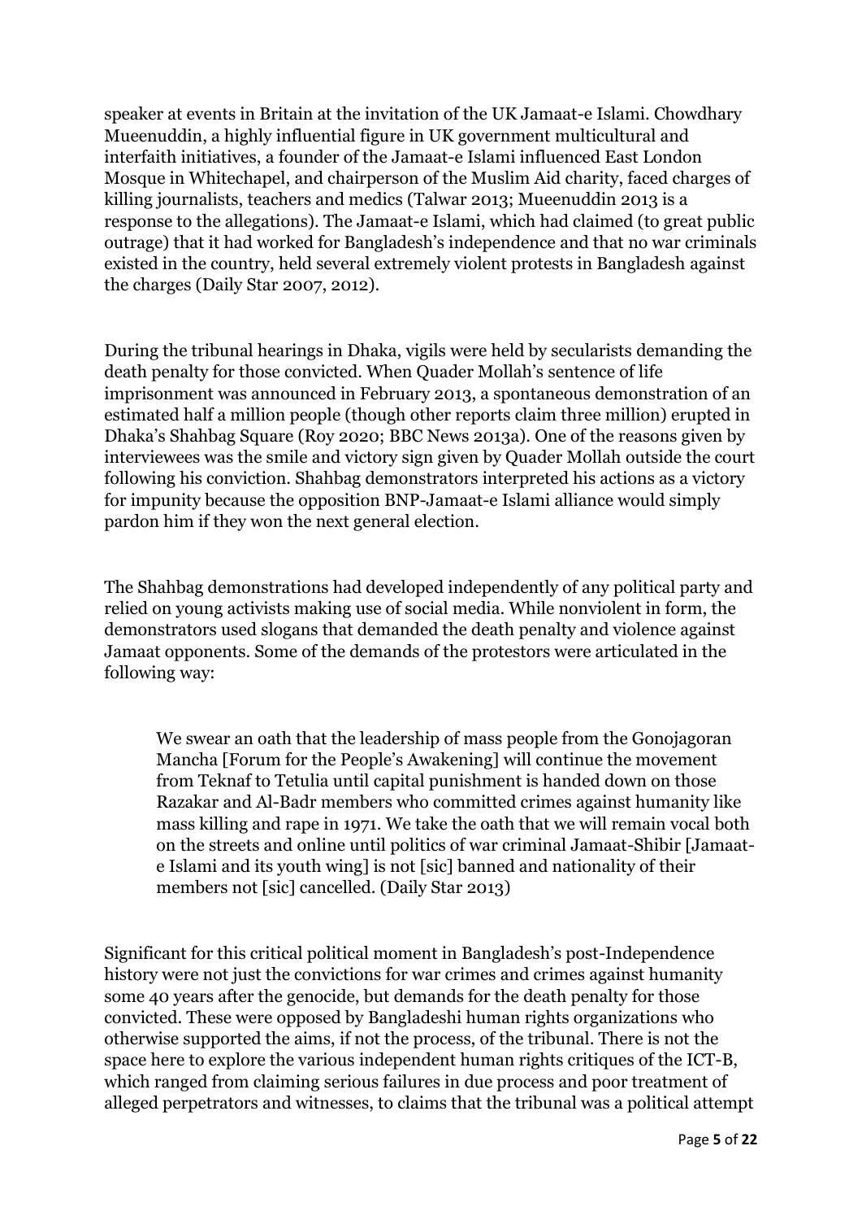speaker at events in Britain at the invitation of the UK Jamaat-e Islami. Chowdhary Mueenuddin, a highly influential figure in UK government multicultural and interfaith initiatives, a founder of the Jamaat-e Islami influenced East London Mosque in Whitechapel, and chairperson of the Muslim Aid charity, faced charges of killing journalists, teachers and medics (Talwar 2013; Mueenuddin 2013 is a response to the allegations). The Jamaat-e Islami, which had claimed (to great public outrage) that it had worked for Bangladesh's independence and that no war criminals existed in the country, held several extremely violent protests in Bangladesh against the charges (Daily Star 2007, 2012).

During the tribunal hearings in Dhaka, vigils were held by secularists demanding the death penalty for those convicted. When Quader Mollah's sentence of life imprisonment was announced in February 2013, a spontaneous demonstration of an estimated half a million people (though other reports claim three million) erupted in Dhaka's Shahbag Square (Roy 2020; BBC News 2013a). One of the reasons given by interviewees was the smile and victory sign given by Quader Mollah outside the court following his conviction. Shahbag demonstrators interpreted his actions as a victory for impunity because the opposition BNP-Jamaat-e Islami alliance would simply pardon him if they won the next general election.

The Shahbag demonstrations had developed independently of any political party and relied on young activists making use of social media. While nonviolent in form, the demonstrators used slogans that demanded the death penalty and violence against Jamaat opponents. Some of the demands of the protestors were articulated in the following way:

> We swear an oath that the leadership of mass people from the Gonojagoran Mancha [Forum for the People's Awakening] will continue the movement from Teknaf to Tetulia until capital punishment is handed down on those Razakar and Al-Badr members who committed crimes against humanity like mass killing and rape in 1971. We take the oath that we will remain vocal both on the streets and online until politics of war criminal Jamaat-Shibir [Jamaat-e Islami and its youth wing] is not [sic] banned and nationality of their members not [sic] cancelled. (Daily Star 2013)

Significant for this critical political moment in Bangladesh's post-Independence history were not just the convictions for war crimes and crimes against humanity some 40 years after the genocide, but demands for the death penalty for those convicted. These were opposed by Bangladeshi human rights organizations who otherwise supported the aims, if not the process, of the tribunal. There is not the space here to explore the various independent human rights critiques of the ICT-B, which ranged from claiming serious failures in due process and poor treatment of alleged perpetrators and witnesses, to claims that the tribunal was a political attempt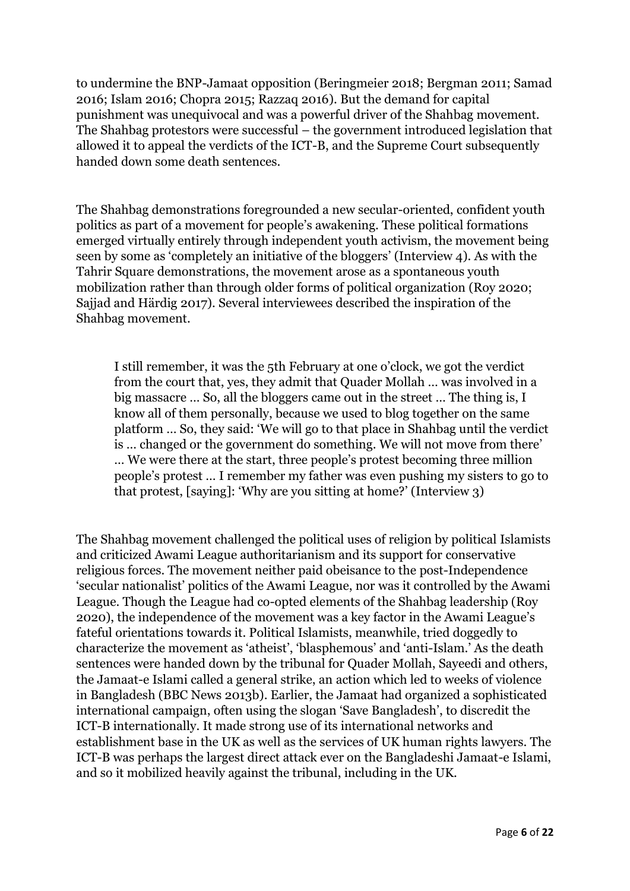to undermine the BNP-Jamaat opposition (Beringmeier 2018; Bergman 2011; Samad 2016; Islam 2016; Chopra 2015; Razzaq 2016). But the demand for capital punishment was unequivocal and was a powerful driver of the Shahbag movement. The Shahbag protestors were successful – the government introduced legislation that allowed it to appeal the verdicts of the ICT-B, and the Supreme Court subsequently handed down some death sentences.

The Shahbag demonstrations foregrounded a new secular-oriented, confident youth politics as part of a movement for people's awakening. These political formations emerged virtually entirely through independent youth activism, the movement being seen by some as 'completely an initiative of the bloggers' (Interview 4). As with the Tahrir Square demonstrations, the movement arose as a spontaneous youth mobilization rather than through older forms of political organization (Roy 2020; Sajjad and Härdig 2017). Several interviewees described the inspiration of the Shahbag movement.

> I still remember, it was the 5th February at one o'clock, we got the verdict from the court that, yes, they admit that Quader Mollah … was involved in a big massacre … So, all the bloggers came out in the street … The thing is, I know all of them personally, because we used to blog together on the same platform … So, they said: 'We will go to that place in Shahbag until the verdict is … changed or the government do something. We will not move from there' … We were there at the start, three people's protest becoming three million people's protest … I remember my father was even pushing my sisters to go to that protest, [saying]: 'Why are you sitting at home?' (Interview 3)

The Shahbag movement challenged the political uses of religion by political Islamists and criticized Awami League authoritarianism and its support for conservative religious forces. The movement neither paid obeisance to the post-Independence 'secular nationalist' politics of the Awami League, nor was it controlled by the Awami League. Though the League had co-opted elements of the Shahbag leadership (Roy 2020), the independence of the movement was a key factor in the Awami League's fateful orientations towards it. Political Islamists, meanwhile, tried doggedly to characterize the movement as 'atheist', 'blasphemous' and 'anti-Islam.' As the death sentences were handed down by the tribunal for Quader Mollah, Sayeedi and others, the Jamaat-e Islami called a general strike, an action which led to weeks of violence in Bangladesh (BBC News 2013b). Earlier, the Jamaat had organized a sophisticated international campaign, often using the slogan 'Save Bangladesh', to discredit the ICT-B internationally. It made strong use of its international networks and establishment base in the UK as well as the services of UK human rights lawyers. The ICT-B was perhaps the largest direct attack ever on the Bangladeshi Jamaat-e Islami, and so it mobilized heavily against the tribunal, including in the UK.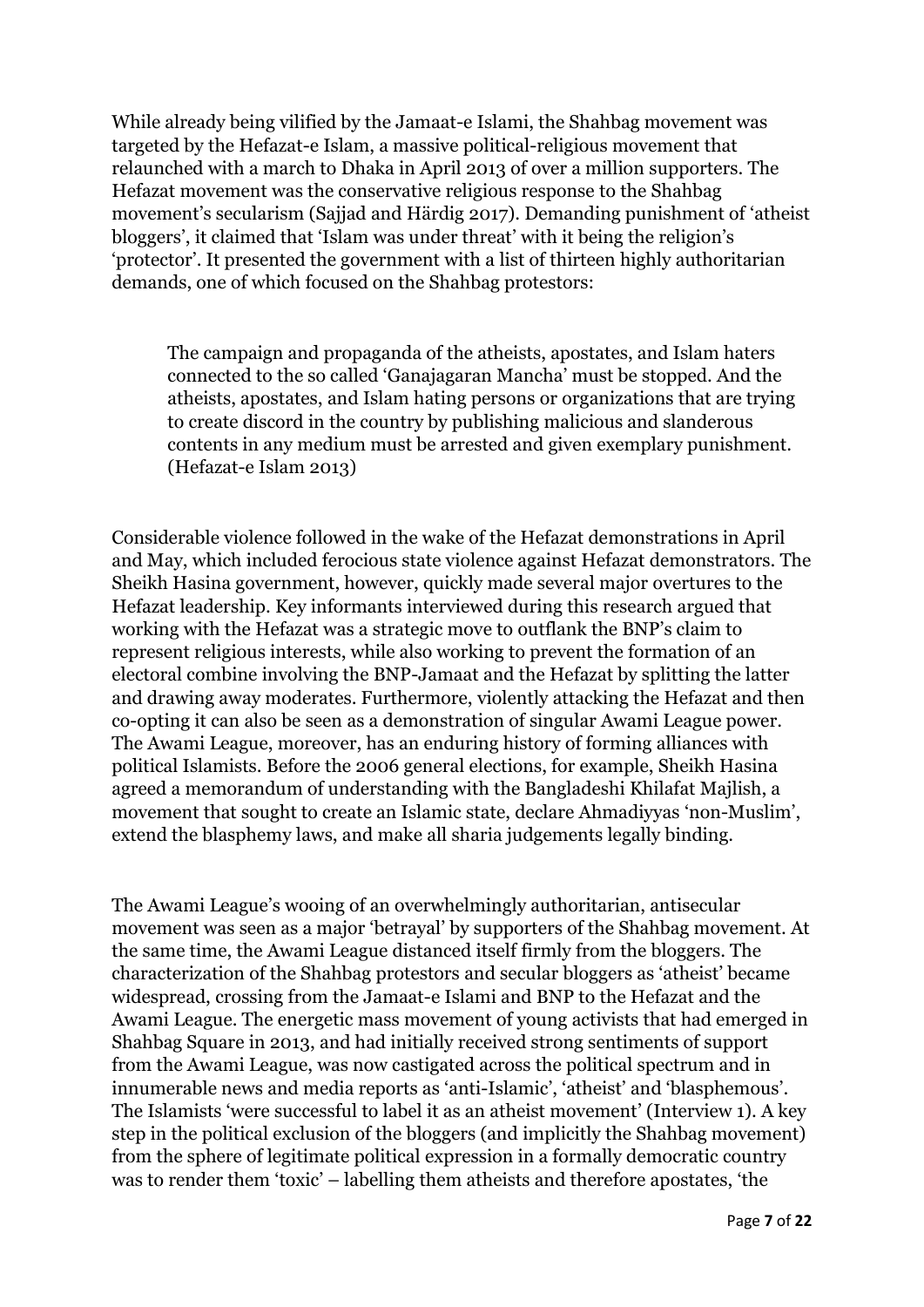While already being vilified by the Jamaat-e Islami, the Shahbag movement was targeted by the Hefazat-e Islam, a massive political-religious movement that relaunched with a march to Dhaka in April 2013 of over a million supporters. The Hefazat movement was the conservative religious response to the Shahbag movement's secularism (Sajjad and Härdig 2017). Demanding punishment of 'atheist bloggers', it claimed that 'Islam was under threat' with it being the religion's 'protector'. It presented the government with a list of thirteen highly authoritarian demands, one of which focused on the Shahbag protestors:

> The campaign and propaganda of the atheists, apostates, and Islam haters connected to the so called 'Ganajagaran Mancha' must be stopped. And the atheists, apostates, and Islam hating persons or organizations that are trying to create discord in the country by publishing malicious and slanderous contents in any medium must be arrested and given exemplary punishment. (Hefazat-e Islam 2013)

Considerable violence followed in the wake of the Hefazat demonstrations in April and May, which included ferocious state violence against Hefazat demonstrators. The Sheikh Hasina government, however, quickly made several major overtures to the Hefazat leadership. Key informants interviewed during this research argued that working with the Hefazat was a strategic move to outflank the BNP's claim to represent religious interests, while also working to prevent the formation of an electoral combine involving the BNP-Jamaat and the Hefazat by splitting the latter and drawing away moderates. Furthermore, violently attacking the Hefazat and then co-opting it can also be seen as a demonstration of singular Awami League power. The Awami League, moreover, has an enduring history of forming alliances with political Islamists. Before the 2006 general elections, for example, Sheikh Hasina agreed a memorandum of understanding with the Bangladeshi Khilafat Majlish, a movement that sought to create an Islamic state, declare Ahmadiyyas 'non-Muslim', extend the blasphemy laws, and make all sharia judgements legally binding.

The Awami League's wooing of an overwhelmingly authoritarian, antisecular movement was seen as a major 'betrayal' by supporters of the Shahbag movement. At the same time, the Awami League distanced itself firmly from the bloggers. The characterization of the Shahbag protestors and secular bloggers as 'atheist' became widespread, crossing from the Jamaat-e Islami and BNP to the Hefazat and the Awami League. The energetic mass movement of young activists that had emerged in Shahbag Square in 2013, and had initially received strong sentiments of support from the Awami League, was now castigated across the political spectrum and in innumerable news and media reports as 'anti-Islamic', 'atheist' and 'blasphemous'. The Islamists 'were successful to label it as an atheist movement' (Interview 1). A key step in the political exclusion of the bloggers (and implicitly the Shahbag movement) from the sphere of legitimate political expression in a formally democratic country was to render them 'toxic' – labelling them atheists and therefore apostates, 'the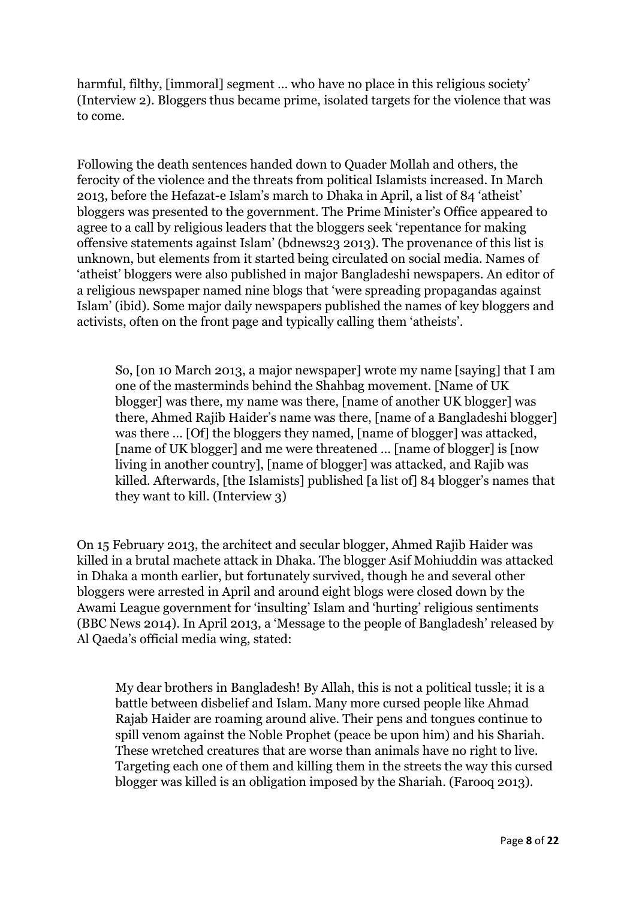harmful, filthy, [immoral] segment … who have no place in this religious society' (Interview 2). Bloggers thus became prime, isolated targets for the violence that was to come.

Following the death sentences handed down to Quader Mollah and others, the ferocity of the violence and the threats from political Islamists increased. In March 2013, before the Hefazat-e Islam's march to Dhaka in April, a list of 84 'atheist' bloggers was presented to the government. The Prime Minister's Office appeared to agree to a call by religious leaders that the bloggers seek 'repentance for making offensive statements against Islam' (bdnews23 2013). The provenance of this list is unknown, but elements from it started being circulated on social media. Names of 'atheist' bloggers were also published in major Bangladeshi newspapers. An editor of a religious newspaper named nine blogs that 'were spreading propagandas against Islam' (ibid). Some major daily newspapers published the names of key bloggers and activists, often on the front page and typically calling them 'atheists'.

> So, [on 10 March 2013, a major newspaper] wrote my name [saying] that I am one of the masterminds behind the Shahbag movement. [Name of UK blogger] was there, my name was there, [name of another UK blogger] was there, Ahmed Rajib Haider's name was there, [name of a Bangladeshi blogger] was there … [Of] the bloggers they named, [name of blogger] was attacked, [name of UK blogger] and me were threatened … [name of blogger] is [now living in another country], [name of blogger] was attacked, and Rajib was killed. Afterwards, [the Islamists] published [a list of] 84 blogger's names that they want to kill. (Interview 3)

On 15 February 2013, the architect and secular blogger, Ahmed Rajib Haider was killed in a brutal machete attack in Dhaka. The blogger Asif Mohiuddin was attacked in Dhaka a month earlier, but fortunately survived, though he and several other bloggers were arrested in April and around eight blogs were closed down by the Awami League government for 'insulting' Islam and 'hurting' religious sentiments (BBC News 2014). In April 2013, a 'Message to the people of Bangladesh' released by Al Qaeda's official media wing, stated:

> My dear brothers in Bangladesh! By Allah, this is not a political tussle; it is a battle between disbelief and Islam. Many more cursed people like Ahmad Rajab Haider are roaming around alive. Their pens and tongues continue to spill venom against the Noble Prophet (peace be upon him) and his Shariah. These wretched creatures that are worse than animals have no right to live. Targeting each one of them and killing them in the streets the way this cursed blogger was killed is an obligation imposed by the Shariah. (Farooq 2013).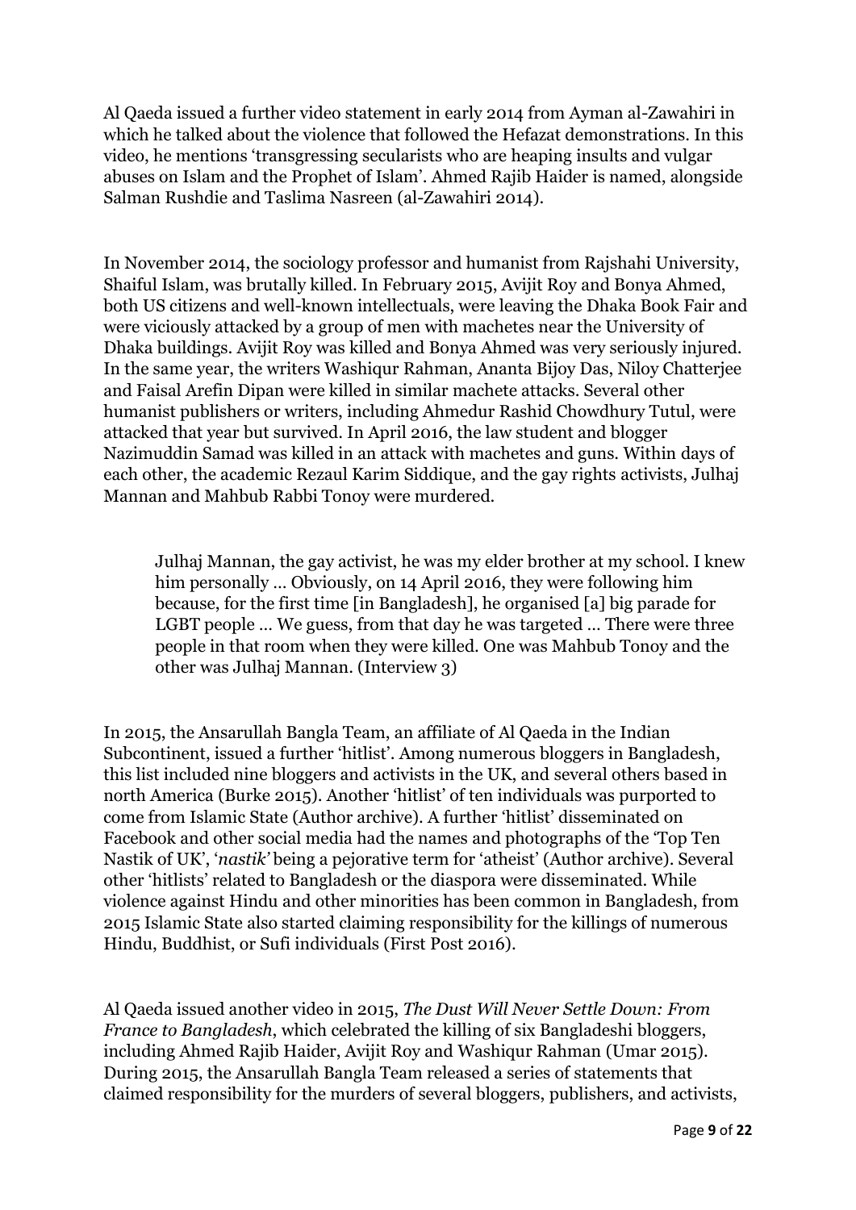Al Qaeda issued a further video statement in early 2014 from Ayman al-Zawahiri in which he talked about the violence that followed the Hefazat demonstrations. In this video, he mentions 'transgressing secularists who are heaping insults and vulgar abuses on Islam and the Prophet of Islam'. Ahmed Rajib Haider is named, alongside Salman Rushdie and Taslima Nasreen (al-Zawahiri 2014).

In November 2014, the sociology professor and humanist from Rajshahi University, Shaiful Islam, was brutally killed. In February 2015, Avijit Roy and Bonya Ahmed, both US citizens and well-known intellectuals, were leaving the Dhaka Book Fair and were viciously attacked by a group of men with machetes near the University of Dhaka buildings. Avijit Roy was killed and Bonya Ahmed was very seriously injured. In the same year, the writers Washiqur Rahman, Ananta Bijoy Das, Niloy Chatterjee and Faisal Arefin Dipan were killed in similar machete attacks. Several other humanist publishers or writers, including Ahmedur Rashid Chowdhury Tutul, were attacked that year but survived. In April 2016, the law student and blogger Nazimuddin Samad was killed in an attack with machetes and guns. Within days of each other, the academic Rezaul Karim Siddique, and the gay rights activists, Julhaj Mannan and Mahbub Rabbi Tonoy were murdered.

> Julhaj Mannan, the gay activist, he was my elder brother at my school. I knew him personally … Obviously, on 14 April 2016, they were following him because, for the first time [in Bangladesh], he organised [a] big parade for LGBT people … We guess, from that day he was targeted … There were three people in that room when they were killed. One was Mahbub Tonoy and the other was Julhaj Mannan. (Interview 3)

In 2015, the Ansarullah Bangla Team, an affiliate of Al Qaeda in the Indian Subcontinent, issued a further 'hitlist'. Among numerous bloggers in Bangladesh, this list included nine bloggers and activists in the UK, and several others based in north America (Burke 2015). Another 'hitlist' of ten individuals was purported to come from Islamic State (Author archive). A further 'hitlist' disseminated on Facebook and other social media had the names and photographs of the 'Top Ten Nastik of UK', '*nastik'* being a pejorative term for 'atheist' (Author archive). Several other 'hitlists' related to Bangladesh or the diaspora were disseminated. While violence against Hindu and other minorities has been common in Bangladesh, from 2015 Islamic State also started claiming responsibility for the killings of numerous Hindu, Buddhist, or Sufi individuals (First Post 2016).

Al Qaeda issued another video in 2015, *The Dust Will Never Settle Down: From France to Bangladesh*, which celebrated the killing of six Bangladeshi bloggers, including Ahmed Rajib Haider, Avijit Roy and Washiqur Rahman (Umar 2015). During 2015, the Ansarullah Bangla Team released a series of statements that claimed responsibility for the murders of several bloggers, publishers, and activists,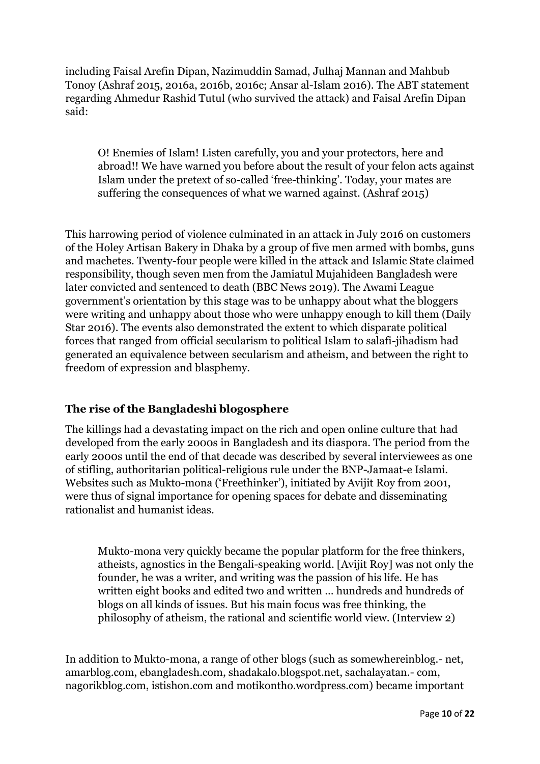including Faisal Arefin Dipan, Nazimuddin Samad, Julhaj Mannan and Mahbub Tonoy (Ashraf 2015, 2016a, 2016b, 2016c; Ansar al-Islam 2016). The ABT statement regarding Ahmedur Rashid Tutul (who survived the attack) and Faisal Arefin Dipan said:

> O! Enemies of Islam! Listen carefully, you and your protectors, here and abroad!! We have warned you before about the result of your felon acts against Islam under the pretext of so-called 'free-thinking'. Today, your mates are suffering the consequences of what we warned against. (Ashraf 2015)

This harrowing period of violence culminated in an attack in July 2016 on customers of the Holey Artisan Bakery in Dhaka by a group of five men armed with bombs, guns and machetes. Twenty-four people were killed in the attack and Islamic State claimed responsibility, though seven men from the Jamiatul Mujahideen Bangladesh were later convicted and sentenced to death (BBC News 2019). The Awami League government's orientation by this stage was to be unhappy about what the bloggers were writing and unhappy about those who were unhappy enough to kill them (Daily Star 2016). The events also demonstrated the extent to which disparate political forces that ranged from official secularism to political Islam to salafi-jihadism had generated an equivalence between secularism and atheism, and between the right to freedom of expression and blasphemy.

## The rise of the Bangladeshi blogosphere

The killings had a devastating impact on the rich and open online culture that had developed from the early 2000s in Bangladesh and its diaspora. The period from the early 2000s until the end of that decade was described by several interviewees as one of stifling, authoritarian political-religious rule under the BNP-Jamaat-e Islami. Websites such as Mukto-mona ('Freethinker'), initiated by Avijit Roy from 2001, were thus of signal importance for opening spaces for debate and disseminating rationalist and humanist ideas.

> Mukto-mona very quickly became the popular platform for the free thinkers, atheists, agnostics in the Bengali-speaking world. [Avijit Roy] was not only the founder, he was a writer, and writing was the passion of his life. He has written eight books and edited two and written … hundreds and hundreds of blogs on all kinds of issues. But his main focus was free thinking, the philosophy of atheism, the rational and scientific world view. (Interview 2)

In addition to Mukto-mona, a range of other blogs (such as somewhereinblog.- net, amarblog.com, ebangladesh.com, shadakalo.blogspot.net, sachalayatan.- com, nagorikblog.com, istishon.com and motikontho.wordpress.com) became important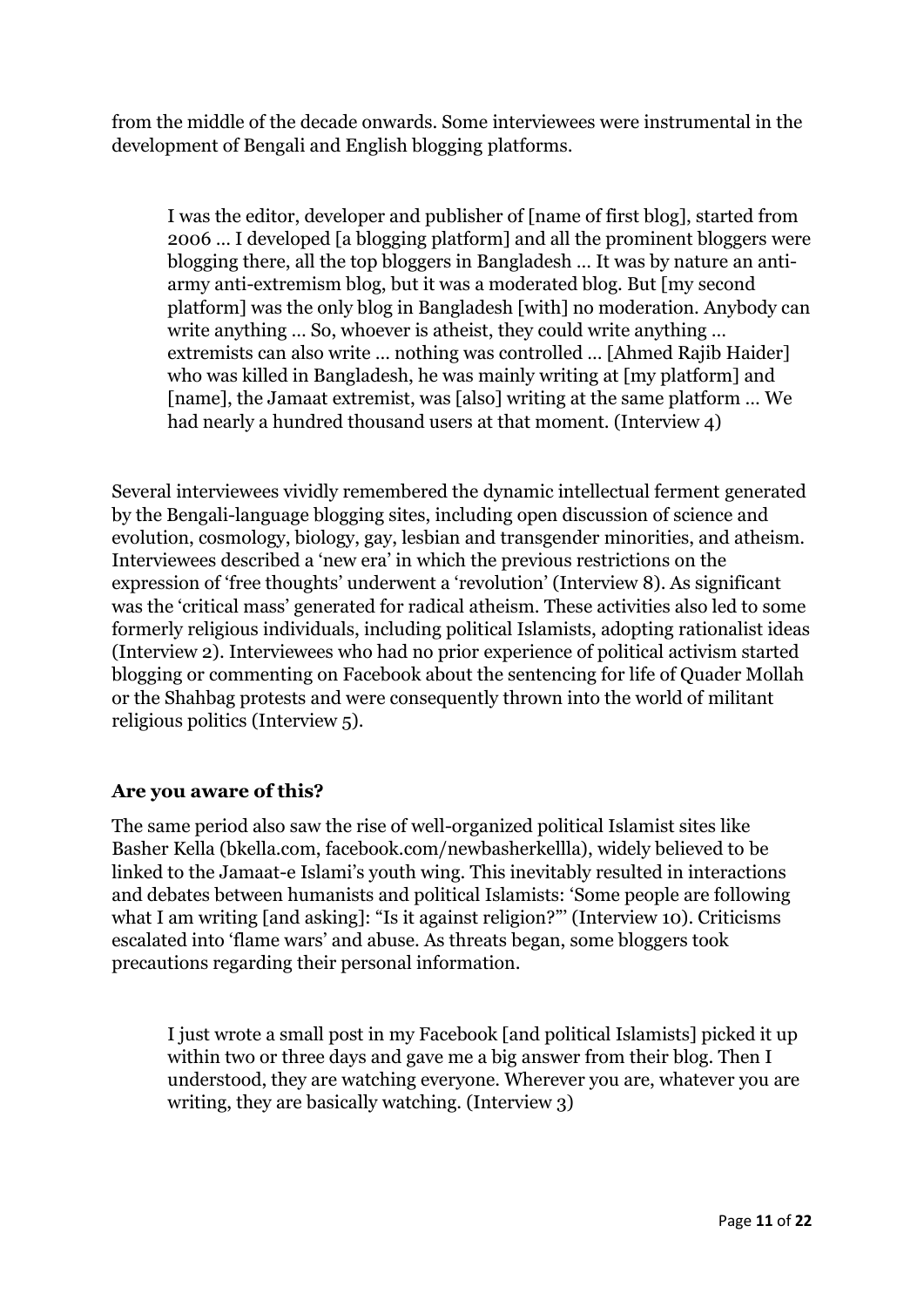from the middle of the decade onwards. Some interviewees were instrumental in the development of Bengali and English blogging platforms.

> I was the editor, developer and publisher of [name of first blog], started from 2006 … I developed [a blogging platform] and all the prominent bloggers were blogging there, all the top bloggers in Bangladesh … It was by nature an anti-army anti-extremism blog, but it was a moderated blog. But [my second platform] was the only blog in Bangladesh [with] no moderation. Anybody can write anything … So, whoever is atheist, they could write anything … extremists can also write … nothing was controlled … [Ahmed Rajib Haider] who was killed in Bangladesh, he was mainly writing at [my platform] and [name], the Jamaat extremist, was [also] writing at the same platform … We had nearly a hundred thousand users at that moment. (Interview 4)

Several interviewees vividly remembered the dynamic intellectual ferment generated by the Bengali-language blogging sites, including open discussion of science and evolution, cosmology, biology, gay, lesbian and transgender minorities, and atheism. Interviewees described a 'new era' in which the previous restrictions on the expression of 'free thoughts' underwent a 'revolution' (Interview 8). As significant was the 'critical mass' generated for radical atheism. These activities also led to some formerly religious individuals, including political Islamists, adopting rationalist ideas (Interview 2). Interviewees who had no prior experience of political activism started blogging or commenting on Facebook about the sentencing for life of Quader Mollah or the Shahbag protests and were consequently thrown into the world of militant religious politics (Interview 5).

**Are you aware of this?**

The same period also saw the rise of well-organized political Islamist sites like Basher Kella (bkella.com, facebook.com/newbasherkellla), widely believed to be linked to the Jamaat-e Islami's youth wing. This inevitably resulted in interactions and debates between humanists and political Islamists: 'Some people are following what I am writing [and asking]: "Is it against religion?"' (Interview 10). Criticisms escalated into 'flame wars' and abuse. As threats began, some bloggers took precautions regarding their personal information.

> I just wrote a small post in my Facebook [and political Islamists] picked it up within two or three days and gave me a big answer from their blog. Then I understood, they are watching everyone. Wherever you are, whatever you are writing, they are basically watching. (Interview 3)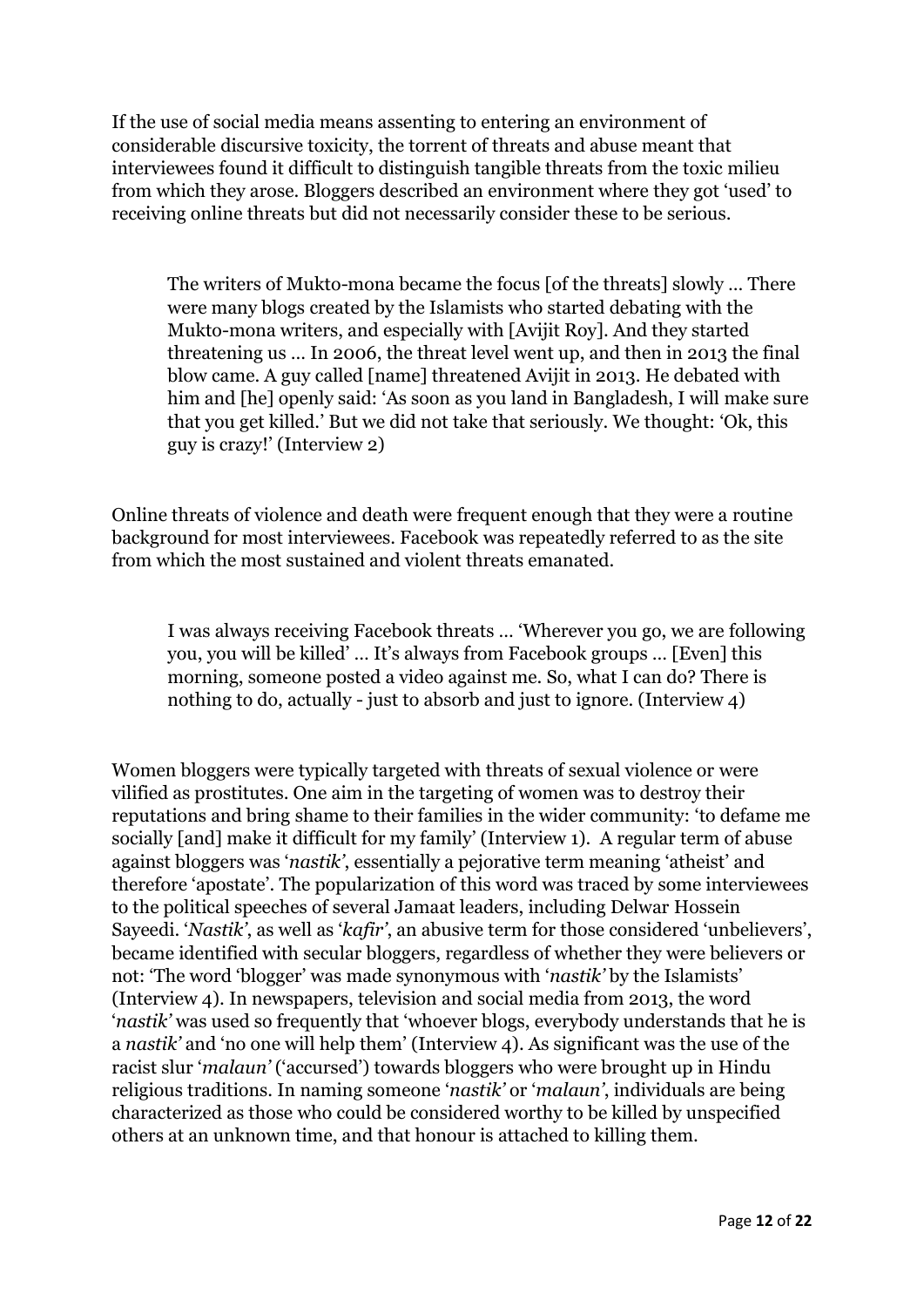If the use of social media means assenting to entering an environment of considerable discursive toxicity, the torrent of threats and abuse meant that interviewees found it difficult to distinguish tangible threats from the toxic milieu from which they arose. Bloggers described an environment where they got 'used' to receiving online threats but did not necessarily consider these to be serious.

> The writers of Mukto-mona became the focus [of the threats] slowly … There were many blogs created by the Islamists who started debating with the Mukto-mona writers, and especially with [Avijit Roy]. And they started threatening us … In 2006, the threat level went up, and then in 2013 the final blow came. A guy called [name] threatened Avijit in 2013. He debated with him and [he] openly said: 'As soon as you land in Bangladesh, I will make sure that you get killed.' But we did not take that seriously. We thought: 'Ok, this guy is crazy!' (Interview 2)

Online threats of violence and death were frequent enough that they were a routine background for most interviewees. Facebook was repeatedly referred to as the site from which the most sustained and violent threats emanated.

> I was always receiving Facebook threats … 'Wherever you go, we are following you, you will be killed' … It's always from Facebook groups … [Even] this morning, someone posted a video against me. So, what I can do? There is nothing to do, actually - just to absorb and just to ignore. (Interview 4)

Women bloggers were typically targeted with threats of sexual violence or were vilified as prostitutes. One aim in the targeting of women was to destroy their reputations and bring shame to their families in the wider community: 'to defame me socially [and] make it difficult for my family' (Interview 1). A regular term of abuse against bloggers was '*nastik*', essentially a pejorative term meaning 'atheist' and therefore 'apostate'. The popularization of this word was traced by some interviewees to the political speeches of several Jamaat leaders, including Delwar Hossein Sayeedi. '*Nastik*', as well as '*kafir*', an abusive term for those considered 'unbelievers', became identified with secular bloggers, regardless of whether they were believers or not: 'The word 'blogger' was made synonymous with '*nastik'* by the Islamists' (Interview 4). In newspapers, television and social media from 2013, the word '*nastik'* was used so frequently that 'whoever blogs, everybody understands that he is a *nastik'* and 'no one will help them' (Interview 4). As significant was the use of the racist slur '*malaun'* ('accursed') towards bloggers who were brought up in Hindu religious traditions. In naming someone '*nastik'* or '*malaun'*, individuals are being characterized as those who could be considered worthy to be killed by unspecified others at an unknown time, and that honour is attached to killing them.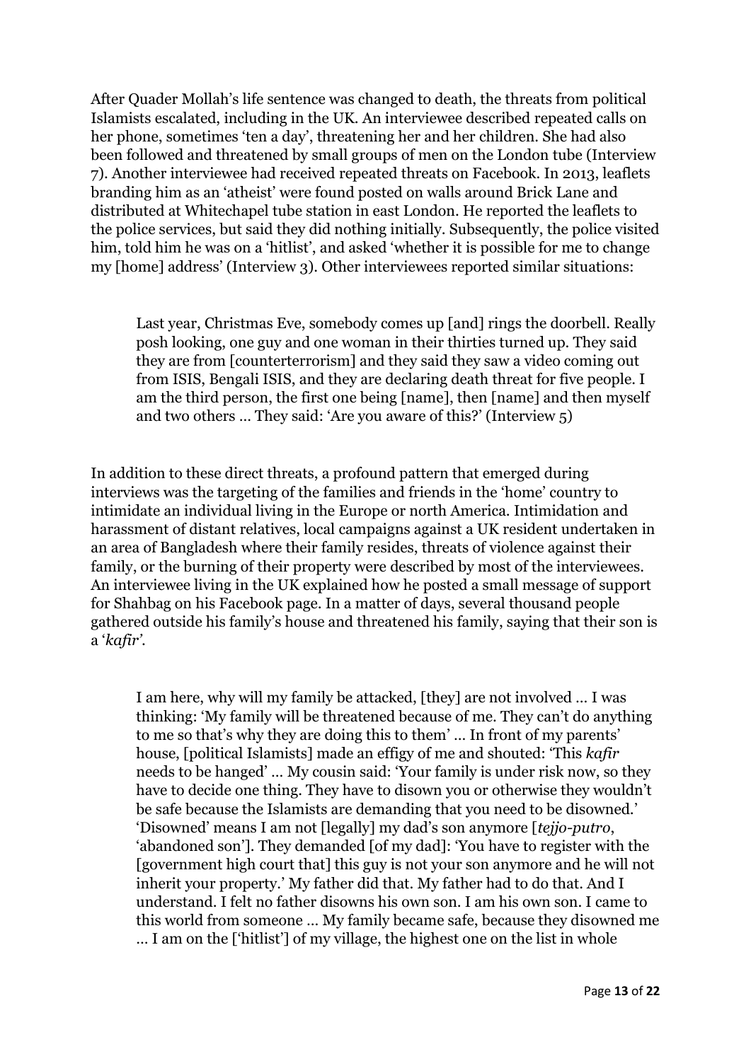After Quader Mollah's life sentence was changed to death, the threats from political Islamists escalated, including in the UK. An interviewee described repeated calls on her phone, sometimes 'ten a day', threatening her and her children. She had also been followed and threatened by small groups of men on the London tube (Interview 7). Another interviewee had received repeated threats on Facebook. In 2013, leaflets branding him as an 'atheist' were found posted on walls around Brick Lane and distributed at Whitechapel tube station in east London. He reported the leaflets to the police services, but said they did nothing initially. Subsequently, the police visited him, told him he was on a 'hitlist', and asked 'whether it is possible for me to change my [home] address' (Interview 3). Other interviewees reported similar situations:

> Last year, Christmas Eve, somebody comes up [and] rings the doorbell. Really posh looking, one guy and one woman in their thirties turned up. They said they are from [counterterrorism] and they said they saw a video coming out from ISIS, Bengali ISIS, and they are declaring death threat for five people. I am the third person, the first one being [name], then [name] and then myself and two others … They said: 'Are you aware of this?' (Interview 5)

In addition to these direct threats, a profound pattern that emerged during interviews was the targeting of the families and friends in the 'home' country to intimidate an individual living in the Europe or north America. Intimidation and harassment of distant relatives, local campaigns against a UK resident undertaken in an area of Bangladesh where their family resides, threats of violence against their family, or the burning of their property were described by most of the interviewees. An interviewee living in the UK explained how he posted a small message of support for Shahbag on his Facebook page. In a matter of days, several thousand people gathered outside his family's house and threatened his family, saying that their son is a '*kafir*'.

> I am here, why will my family be attacked, [they] are not involved … I was thinking: 'My family will be threatened because of me. They can't do anything to me so that's why they are doing this to them' … In front of my parents' house, [political Islamists] made an effigy of me and shouted: 'This *kafir* needs to be hanged' … My cousin said: 'Your family is under risk now, so they have to decide one thing. They have to disown you or otherwise they wouldn't be safe because the Islamists are demanding that you need to be disowned.' 'Disowned' means I am not [legally] my dad's son anymore [*tejjo-putro*, 'abandoned son']. They demanded [of my dad]: 'You have to register with the [government high court that] this guy is not your son anymore and he will not inherit your property.' My father did that. My father had to do that. And I understand. I felt no father disowns his own son. I am his own son. I came to this world from someone … My family became safe, because they disowned me … I am on the ['hitlist'] of my village, the highest one on the list in whole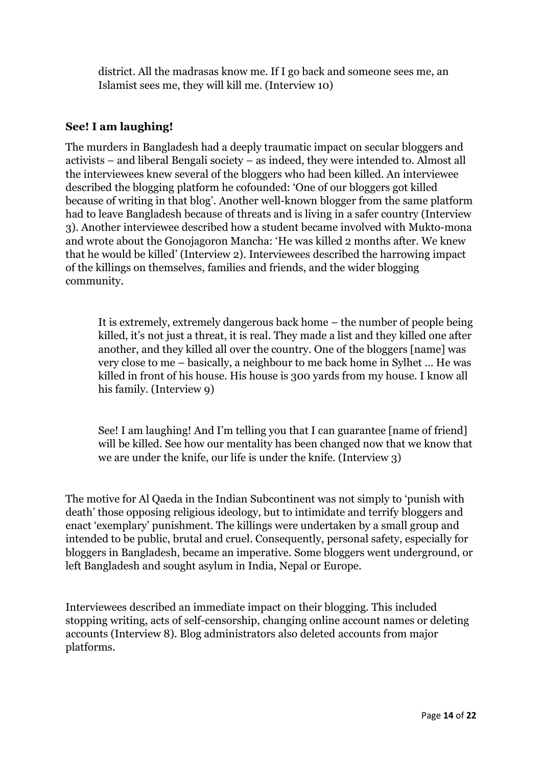> district. All the madrasas know me. If I go back and someone sees me, an Islamist sees me, they will kill me. (Interview 10)

### See! I am laughing!

The murders in Bangladesh had a deeply traumatic impact on secular bloggers and activists – and liberal Bengali society – as indeed, they were intended to. Almost all the interviewees knew several of the bloggers who had been killed. An interviewee described the blogging platform he cofounded: 'One of our bloggers got killed because of writing in that blog'. Another well-known blogger from the same platform had to leave Bangladesh because of threats and is living in a safer country (Interview 3). Another interviewee described how a student became involved with Mukto-mona and wrote about the Gonojagoron Mancha: 'He was killed 2 months after. We knew that he would be killed' (Interview 2). Interviewees described the harrowing impact of the killings on themselves, families and friends, and the wider blogging community.

> It is extremely, extremely dangerous back home – the number of people being killed, it's not just a threat, it is real. They made a list and they killed one after another, and they killed all over the country. One of the bloggers [name] was very close to me – basically, a neighbour to me back home in Sylhet … He was killed in front of his house. His house is 300 yards from my house. I know all his family. (Interview 9)

> See! I am laughing! And I'm telling you that I can guarantee [name of friend] will be killed. See how our mentality has been changed now that we know that we are under the knife, our life is under the knife. (Interview 3)

The motive for Al Qaeda in the Indian Subcontinent was not simply to 'punish with death' those opposing religious ideology, but to intimidate and terrify bloggers and enact 'exemplary' punishment. The killings were undertaken by a small group and intended to be public, brutal and cruel. Consequently, personal safety, especially for bloggers in Bangladesh, became an imperative. Some bloggers went underground, or left Bangladesh and sought asylum in India, Nepal or Europe.

Interviewees described an immediate impact on their blogging. This included stopping writing, acts of self-censorship, changing online account names or deleting accounts (Interview 8). Blog administrators also deleted accounts from major platforms.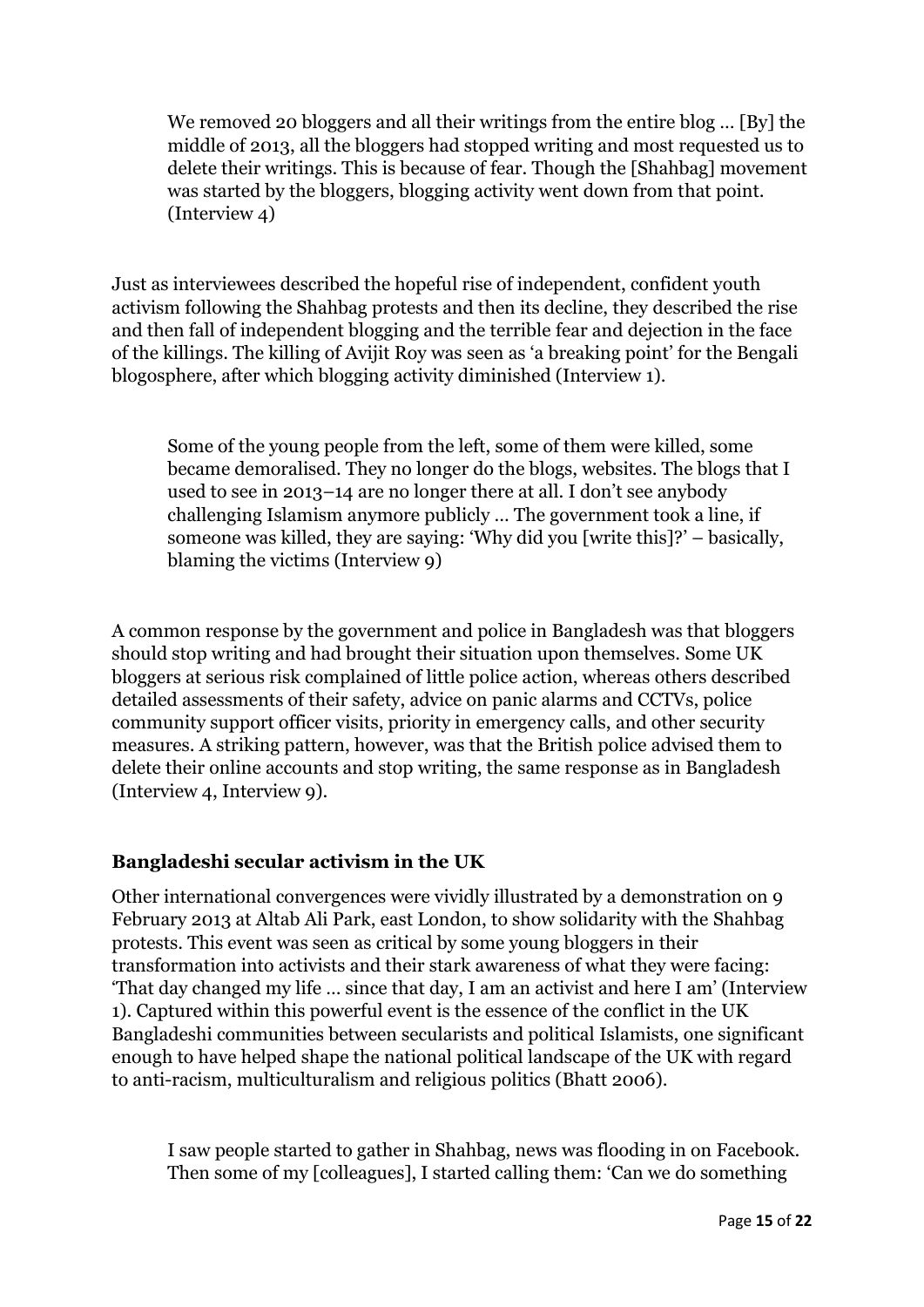> We removed 20 bloggers and all their writings from the entire blog … [By] the middle of 2013, all the bloggers had stopped writing and most requested us to delete their writings. This is because of fear. Though the [Shahbag] movement was started by the bloggers, blogging activity went down from that point. (Interview 4)

Just as interviewees described the hopeful rise of independent, confident youth activism following the Shahbag protests and then its decline, they described the rise and then fall of independent blogging and the terrible fear and dejection in the face of the killings. The killing of Avijit Roy was seen as 'a breaking point' for the Bengali blogosphere, after which blogging activity diminished (Interview 1).

> Some of the young people from the left, some of them were killed, some became demoralised. They no longer do the blogs, websites. The blogs that I used to see in 2013–14 are no longer there at all. I don't see anybody challenging Islamism anymore publicly … The government took a line, if someone was killed, they are saying: 'Why did you [write this]?' – basically, blaming the victims (Interview 9)

A common response by the government and police in Bangladesh was that bloggers should stop writing and had brought their situation upon themselves. Some UK bloggers at serious risk complained of little police action, whereas others described detailed assessments of their safety, advice on panic alarms and CCTVs, police community support officer visits, priority in emergency calls, and other security measures. A striking pattern, however, was that the British police advised them to delete their online accounts and stop writing, the same response as in Bangladesh (Interview 4, Interview 9).

### Bangladeshi secular activism in the UK

Other international convergences were vividly illustrated by a demonstration on 9 February 2013 at Altab Ali Park, east London, to show solidarity with the Shahbag protests. This event was seen as critical by some young bloggers in their transformation into activists and their stark awareness of what they were facing: 'That day changed my life … since that day, I am an activist and here I am' (Interview 1). Captured within this powerful event is the essence of the conflict in the UK Bangladeshi communities between secularists and political Islamists, one significant enough to have helped shape the national political landscape of the UK with regard to anti-racism, multiculturalism and religious politics (Bhatt 2006).

> I saw people started to gather in Shahbag, news was flooding in on Facebook. Then some of my [colleagues], I started calling them: 'Can we do something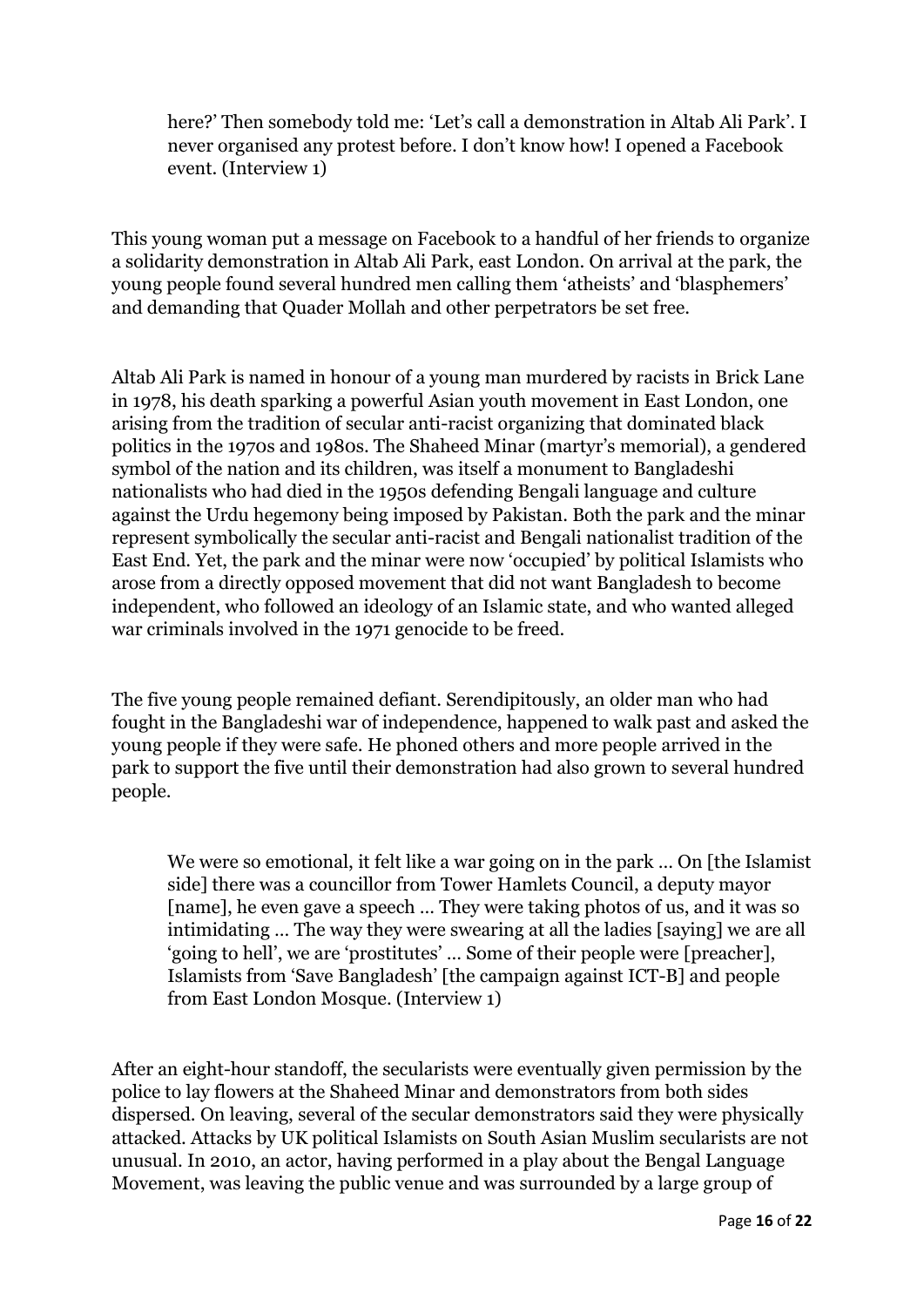> here?' Then somebody told me: 'Let's call a demonstration in Altab Ali Park'. I never organised any protest before. I don't know how! I opened a Facebook event. (Interview 1)

This young woman put a message on Facebook to a handful of her friends to organize a solidarity demonstration in Altab Ali Park, east London. On arrival at the park, the young people found several hundred men calling them 'atheists' and 'blasphemers' and demanding that Quader Mollah and other perpetrators be set free.

Altab Ali Park is named in honour of a young man murdered by racists in Brick Lane in 1978, his death sparking a powerful Asian youth movement in East London, one arising from the tradition of secular anti-racist organizing that dominated black politics in the 1970s and 1980s. The Shaheed Minar (martyr's memorial), a gendered symbol of the nation and its children, was itself a monument to Bangladeshi nationalists who had died in the 1950s defending Bengali language and culture against the Urdu hegemony being imposed by Pakistan. Both the park and the minar represent symbolically the secular anti-racist and Bengali nationalist tradition of the East End. Yet, the park and the minar were now 'occupied' by political Islamists who arose from a directly opposed movement that did not want Bangladesh to become independent, who followed an ideology of an Islamic state, and who wanted alleged war criminals involved in the 1971 genocide to be freed.

The five young people remained defiant. Serendipitously, an older man who had fought in the Bangladeshi war of independence, happened to walk past and asked the young people if they were safe. He phoned others and more people arrived in the park to support the five until their demonstration had also grown to several hundred people.

> We were so emotional, it felt like a war going on in the park … On [the Islamist side] there was a councillor from Tower Hamlets Council, a deputy mayor [name], he even gave a speech … They were taking photos of us, and it was so intimidating … The way they were swearing at all the ladies [saying] we are all 'going to hell', we are 'prostitutes' … Some of their people were [preacher], Islamists from 'Save Bangladesh' [the campaign against ICT-B] and people from East London Mosque. (Interview 1)

After an eight-hour standoff, the secularists were eventually given permission by the police to lay flowers at the Shaheed Minar and demonstrators from both sides dispersed. On leaving, several of the secular demonstrators said they were physically attacked. Attacks by UK political Islamists on South Asian Muslim secularists are not unusual. In 2010, an actor, having performed in a play about the Bengal Language Movement, was leaving the public venue and was surrounded by a large group of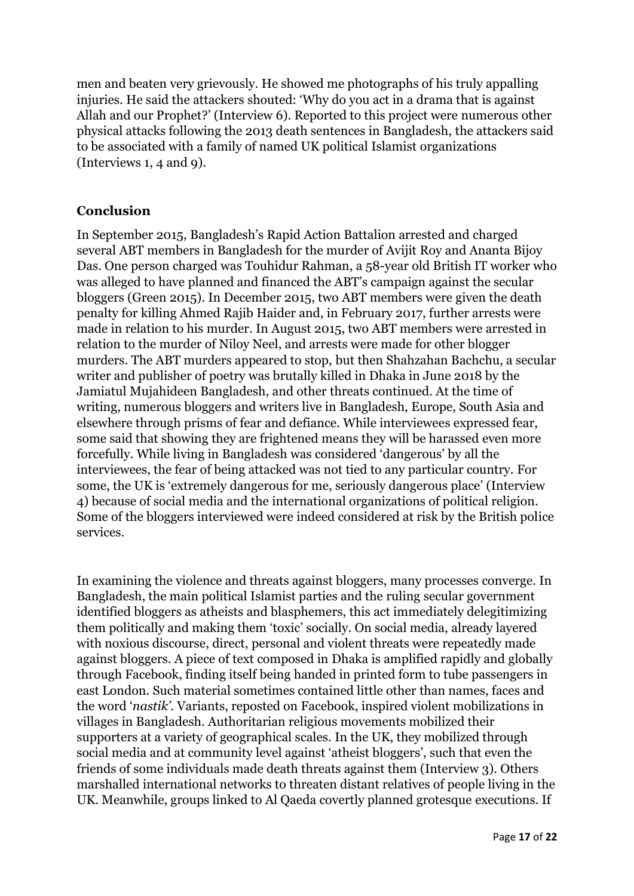men and beaten very grievously. He showed me photographs of his truly appalling injuries. He said the attackers shouted: 'Why do you act in a drama that is against Allah and our Prophet?' (Interview 6). Reported to this project were numerous other physical attacks following the 2013 death sentences in Bangladesh, the attackers said to be associated with a family of named UK political Islamist organizations (Interviews 1, 4 and 9).

## Conclusion

In September 2015, Bangladesh's Rapid Action Battalion arrested and charged several ABT members in Bangladesh for the murder of Avijit Roy and Ananta Bijoy Das. One person charged was Touhidur Rahman, a 58-year old British IT worker who was alleged to have planned and financed the ABT's campaign against the secular bloggers (Green 2015). In December 2015, two ABT members were given the death penalty for killing Ahmed Rajib Haider and, in February 2017, further arrests were made in relation to his murder. In August 2015, two ABT members were arrested in relation to the murder of Niloy Neel, and arrests were made for other blogger murders. The ABT murders appeared to stop, but then Shahzahan Bachchu, a secular writer and publisher of poetry was brutally killed in Dhaka in June 2018 by the Jamiatul Mujahideen Bangladesh, and other threats continued. At the time of writing, numerous bloggers and writers live in Bangladesh, Europe, South Asia and elsewhere through prisms of fear and defiance. While interviewees expressed fear, some said that showing they are frightened means they will be harassed even more forcefully. While living in Bangladesh was considered 'dangerous' by all the interviewees, the fear of being attacked was not tied to any particular country. For some, the UK is 'extremely dangerous for me, seriously dangerous place' (Interview 4) because of social media and the international organizations of political religion. Some of the bloggers interviewed were indeed considered at risk by the British police services.

In examining the violence and threats against bloggers, many processes converge. In Bangladesh, the main political Islamist parties and the ruling secular government identified bloggers as atheists and blasphemers, this act immediately delegitimizing them politically and making them 'toxic' socially. On social media, already layered with noxious discourse, direct, personal and violent threats were repeatedly made against bloggers. A piece of text composed in Dhaka is amplified rapidly and globally through Facebook, finding itself being handed in printed form to tube passengers in east London. Such material sometimes contained little other than names, faces and the word '*nastik*'. Variants, reposted on Facebook, inspired violent mobilizations in villages in Bangladesh. Authoritarian religious movements mobilized their supporters at a variety of geographical scales. In the UK, they mobilized through social media and at community level against 'atheist bloggers', such that even the friends of some individuals made death threats against them (Interview 3). Others marshalled international networks to threaten distant relatives of people living in the UK. Meanwhile, groups linked to Al Qaeda covertly planned grotesque executions. If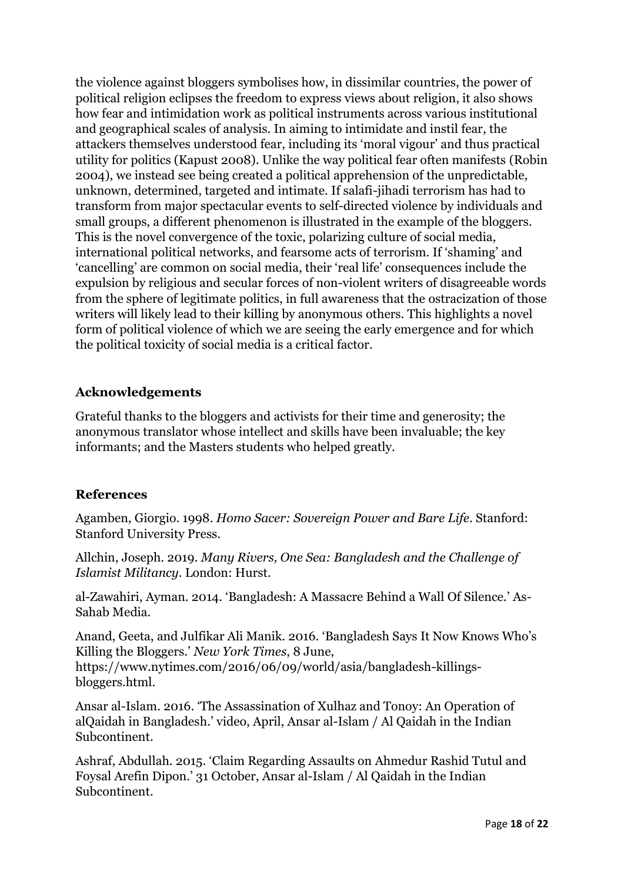the violence against bloggers symbolises how, in dissimilar countries, the power of political religion eclipses the freedom to express views about religion, it also shows how fear and intimidation work as political instruments across various institutional and geographical scales of analysis. In aiming to intimidate and instil fear, the attackers themselves understood fear, including its 'moral vigour' and thus practical utility for politics (Kapust 2008). Unlike the way political fear often manifests (Robin 2004), we instead see being created a political apprehension of the unpredictable, unknown, determined, targeted and intimate. If salafi-jihadi terrorism has had to transform from major spectacular events to self-directed violence by individuals and small groups, a different phenomenon is illustrated in the example of the bloggers. This is the novel convergence of the toxic, polarizing culture of social media, international political networks, and fearsome acts of terrorism. If 'shaming' and 'cancelling' are common on social media, their 'real life' consequences include the expulsion by religious and secular forces of non-violent writers of disagreeable words from the sphere of legitimate politics, in full awareness that the ostracization of those writers will likely lead to their killing by anonymous others. This highlights a novel form of political violence of which we are seeing the early emergence and for which the political toxicity of social media is a critical factor.

## Acknowledgements

Grateful thanks to the bloggers and activists for their time and generosity; the anonymous translator whose intellect and skills have been invaluable; the key informants; and the Masters students who helped greatly.

## References

Agamben, Giorgio. 1998. *Homo Sacer: Sovereign Power and Bare Life*. Stanford: Stanford University Press.

Allchin, Joseph. 2019. *Many Rivers, One Sea: Bangladesh and the Challenge of Islamist Militancy*. London: Hurst.

al-Zawahiri, Ayman. 2014. 'Bangladesh: A Massacre Behind a Wall Of Silence.' As-Sahab Media.

Anand, Geeta, and Julfikar Ali Manik. 2016. 'Bangladesh Says It Now Knows Who's Killing the Bloggers.' *New York Times*, 8 June, https://www.nytimes.com/2016/06/09/world/asia/bangladesh-killings-bloggers.html.

Ansar al-Islam. 2016. 'The Assassination of Xulhaz and Tonoy: An Operation of alQaidah in Bangladesh.' video, April, Ansar al-Islam / Al Qaidah in the Indian Subcontinent.

Ashraf, Abdullah. 2015. 'Claim Regarding Assaults on Ahmedur Rashid Tutul and Foysal Arefin Dipon.' 31 October, Ansar al-Islam / Al Qaidah in the Indian Subcontinent.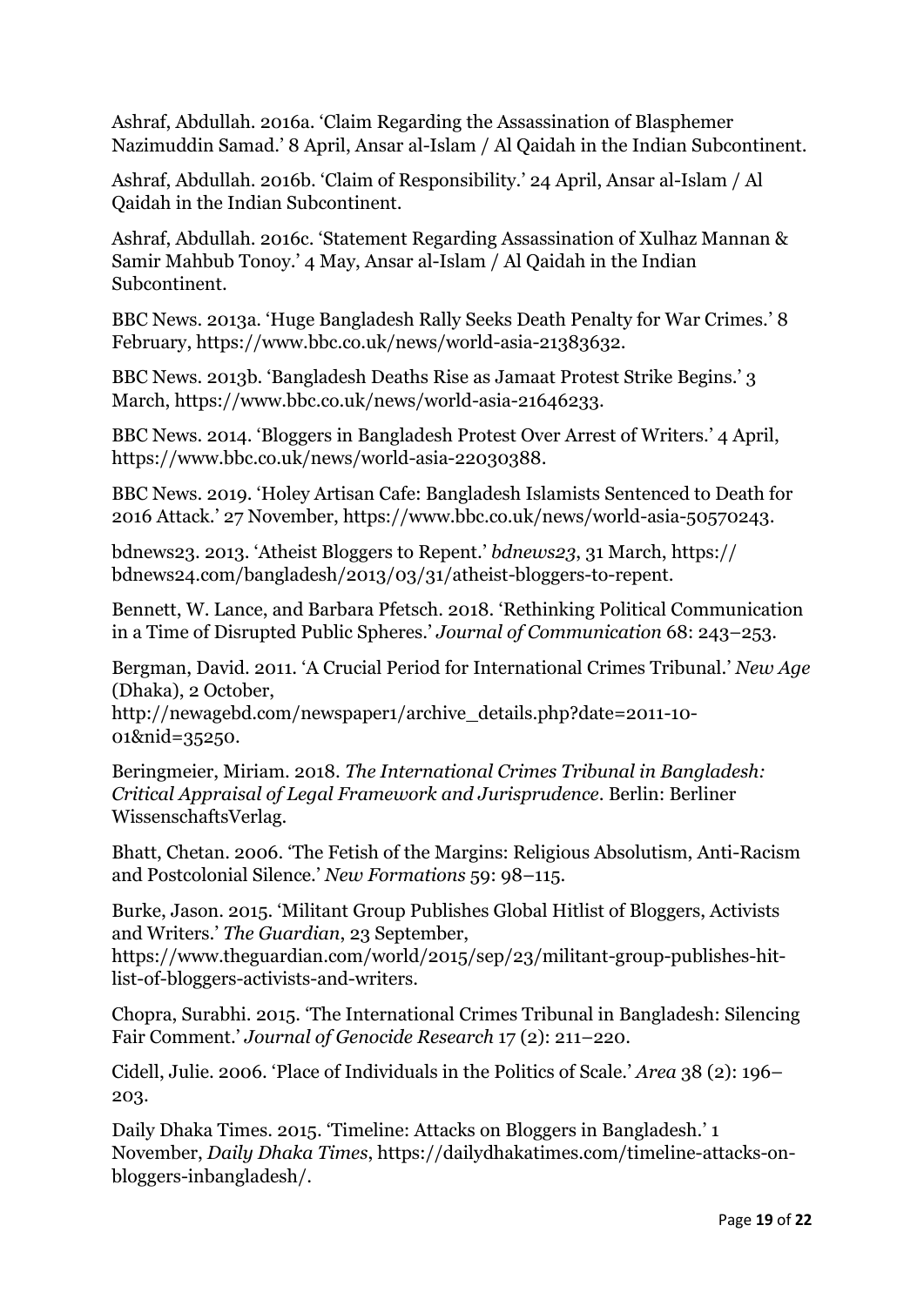Ashraf, Abdullah. 2016a. 'Claim Regarding the Assassination of Blasphemer Nazimuddin Samad.' 8 April, Ansar al-Islam / Al Qaidah in the Indian Subcontinent.

Ashraf, Abdullah. 2016b. 'Claim of Responsibility.' 24 April, Ansar al-Islam / Al Qaidah in the Indian Subcontinent.

Ashraf, Abdullah. 2016c. 'Statement Regarding Assassination of Xulhaz Mannan & Samir Mahbub Tonoy.' 4 May, Ansar al-Islam / Al Qaidah in the Indian Subcontinent.

BBC News. 2013a. 'Huge Bangladesh Rally Seeks Death Penalty for War Crimes.' 8 February, https://www.bbc.co.uk/news/world-asia-21383632.

BBC News. 2013b. 'Bangladesh Deaths Rise as Jamaat Protest Strike Begins.' 3 March, https://www.bbc.co.uk/news/world-asia-21646233.

BBC News. 2014. 'Bloggers in Bangladesh Protest Over Arrest of Writers.' 4 April, https://www.bbc.co.uk/news/world-asia-22030388.

BBC News. 2019. 'Holey Artisan Cafe: Bangladesh Islamists Sentenced to Death for 2016 Attack.' 27 November, https://www.bbc.co.uk/news/world-asia-50570243.

bdnews23. 2013. 'Atheist Bloggers to Repent.' *bdnews23*, 31 March, https://bdnews24.com/bangladesh/2013/03/31/atheist-bloggers-to-repent.

Bennett, W. Lance, and Barbara Pfetsch. 2018. 'Rethinking Political Communication in a Time of Disrupted Public Spheres.' *Journal of Communication* 68: 243–253.

Bergman, David. 2011. 'A Crucial Period for International Crimes Tribunal.' *New Age* (Dhaka), 2 October, http://newagebd.com/newspaper1/archive_details.php?date=2011-10-01&nid=35250.

Beringmeier, Miriam. 2018. *The International Crimes Tribunal in Bangladesh: Critical Appraisal of Legal Framework and Jurisprudence*. Berlin: Berliner WissenschaftsVerlag.

Bhatt, Chetan. 2006. 'The Fetish of the Margins: Religious Absolutism, Anti-Racism and Postcolonial Silence.' *New Formations* 59: 98–115.

Burke, Jason. 2015. 'Militant Group Publishes Global Hitlist of Bloggers, Activists and Writers.' *The Guardian*, 23 September, https://www.theguardian.com/world/2015/sep/23/militant-group-publishes-hit-list-of-bloggers-activists-and-writers.

Chopra, Surabhi. 2015. 'The International Crimes Tribunal in Bangladesh: Silencing Fair Comment.' *Journal of Genocide Research* 17 (2): 211–220.

Cidell, Julie. 2006. 'Place of Individuals in the Politics of Scale.' *Area* 38 (2): 196–203.

Daily Dhaka Times. 2015. 'Timeline: Attacks on Bloggers in Bangladesh.' 1 November, *Daily Dhaka Times*, https://dailydhakatimes.com/timeline-attacks-on-bloggers-inbangladesh/.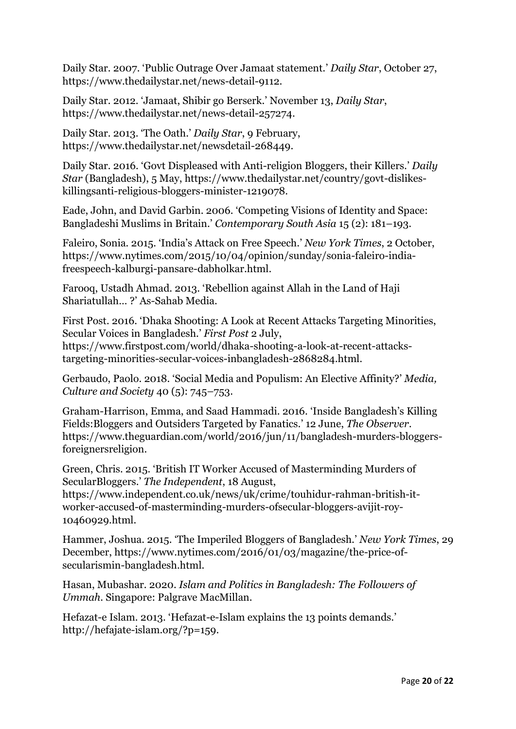Daily Star. 2007. 'Public Outrage Over Jamaat statement.' *Daily Star*, October 27, https://www.thedailystar.net/news-detail-9112.

Daily Star. 2012. 'Jamaat, Shibir go Berserk.' November 13, *Daily Star*, https://www.thedailystar.net/news-detail-257274.

Daily Star. 2013. 'The Oath.' *Daily Star*, 9 February, https://www.thedailystar.net/newsdetail-268449.

Daily Star. 2016. 'Govt Displeased with Anti-religion Bloggers, their Killers.' *Daily Star* (Bangladesh), 5 May, https://www.thedailystar.net/country/govt-dislikes-killingsanti-religious-bloggers-minister-1219078.

Eade, John, and David Garbin. 2006. 'Competing Visions of Identity and Space: Bangladeshi Muslims in Britain.' *Contemporary South Asia* 15 (2): 181–193.

Faleiro, Sonia. 2015. 'India's Attack on Free Speech.' *New York Times*, 2 October, https://www.nytimes.com/2015/10/04/opinion/sunday/sonia-faleiro-india-freespeech-kalburgi-pansare-dabholkar.html.

Farooq, Ustadh Ahmad. 2013. 'Rebellion against Allah in the Land of Haji Shariatullah… ?' As-Sahab Media.

First Post. 2016. 'Dhaka Shooting: A Look at Recent Attacks Targeting Minorities, Secular Voices in Bangladesh.' *First Post* 2 July, https://www.firstpost.com/world/dhaka-shooting-a-look-at-recent-attacks-targeting-minorities-secular-voices-inbangladesh-2868284.html.

Gerbaudo, Paolo. 2018. 'Social Media and Populism: An Elective Affinity?' *Media, Culture and Society* 40 (5): 745–753.

Graham-Harrison, Emma, and Saad Hammadi. 2016. 'Inside Bangladesh's Killing Fields:Bloggers and Outsiders Targeted by Fanatics.' 12 June, *The Observer*. https://www.theguardian.com/world/2016/jun/11/bangladesh-murders-bloggers-foreignersreligion.

Green, Chris. 2015. 'British IT Worker Accused of Masterminding Murders of SecularBloggers.' *The Independent*, 18 August, https://www.independent.co.uk/news/uk/crime/touhidur-rahman-british-it-worker-accused-of-masterminding-murders-ofsecular-bloggers-avijit-roy-10460929.html.

Hammer, Joshua. 2015. 'The Imperiled Bloggers of Bangladesh.' *New York Times*, 29 December, https://www.nytimes.com/2016/01/03/magazine/the-price-of-secularismin-bangladesh.html.

Hasan, Mubashar. 2020. *Islam and Politics in Bangladesh: The Followers of Ummah*. Singapore: Palgrave MacMillan.

Hefazat-e Islam. 2013. 'Hefazat-e-Islam explains the 13 points demands.' http://hefajate-islam.org/?p=159.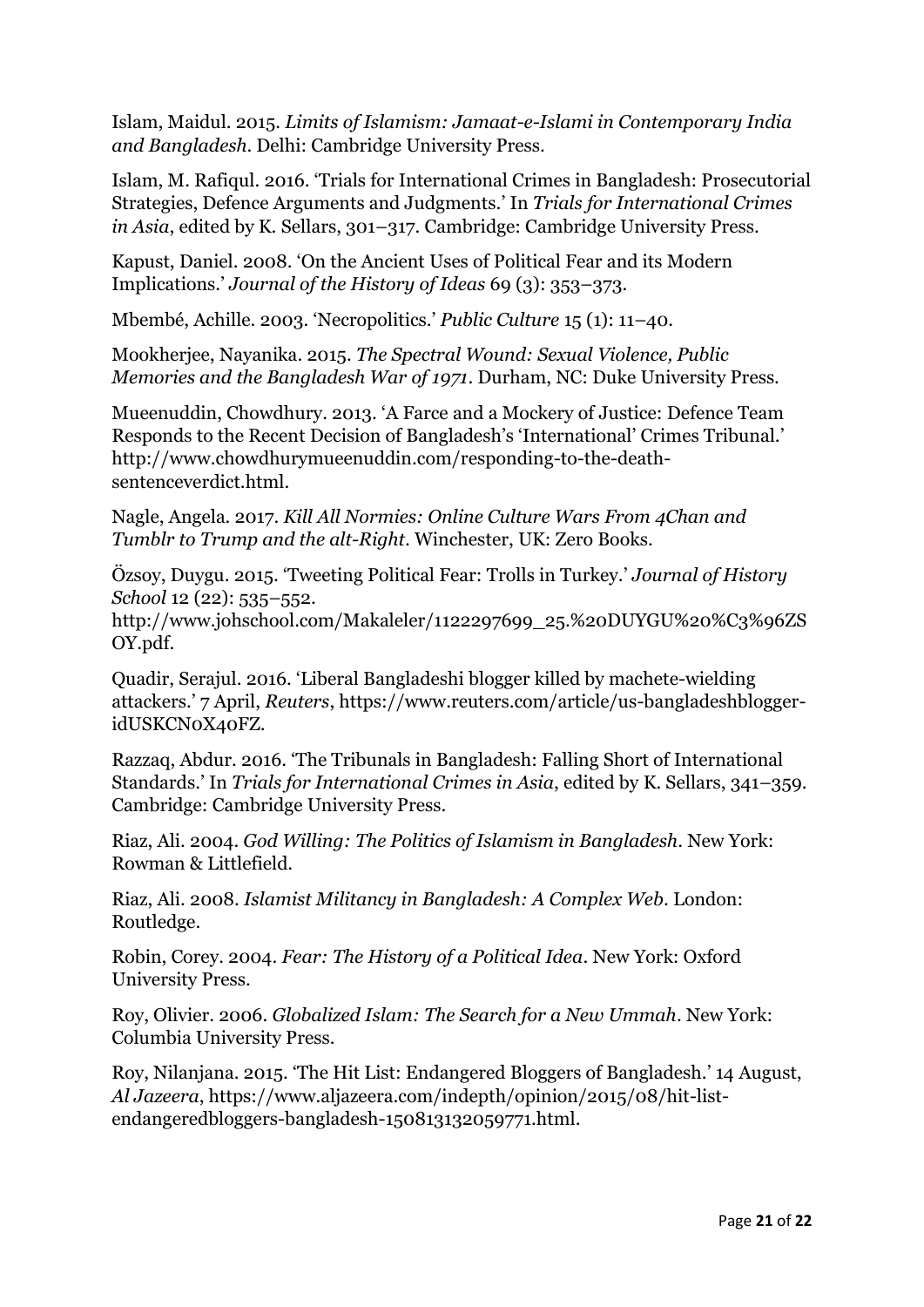Islam, Maidul. 2015. *Limits of Islamism: Jamaat-e-Islami in Contemporary India and Bangladesh*. Delhi: Cambridge University Press.

Islam, M. Rafiqul. 2016. 'Trials for International Crimes in Bangladesh: Prosecutorial Strategies, Defence Arguments and Judgments.' In *Trials for International Crimes in Asia*, edited by K. Sellars, 301–317. Cambridge: Cambridge University Press.

Kapust, Daniel. 2008. 'On the Ancient Uses of Political Fear and its Modern Implications.' *Journal of the History of Ideas* 69 (3): 353–373.

Mbembé, Achille. 2003. 'Necropolitics.' *Public Culture* 15 (1): 11–40.

Mookherjee, Nayanika. 2015. *The Spectral Wound: Sexual Violence, Public Memories and the Bangladesh War of 1971*. Durham, NC: Duke University Press.

Mueenuddin, Chowdhury. 2013. 'A Farce and a Mockery of Justice: Defence Team Responds to the Recent Decision of Bangladesh's 'International' Crimes Tribunal.' http://www.chowdhurymueenuddin.com/responding-to-the-death-sentenceverdict.html.

Nagle, Angela. 2017. *Kill All Normies: Online Culture Wars From 4Chan and Tumblr to Trump and the alt-Right*. Winchester, UK: Zero Books.

Özsoy, Duygu. 2015. 'Tweeting Political Fear: Trolls in Turkey.' *Journal of History School* 12 (22): 535–552. http://www.johschool.com/Makaleler/1122297699_25.%20DUYGU%20%C3%96ZSOY.pdf.

Quadir, Serajul. 2016. 'Liberal Bangladeshi blogger killed by machete-wielding attackers.' 7 April, *Reuters*, https://www.reuters.com/article/us-bangladeshblogger-idUSKCN0X40FZ.

Razzaq, Abdur. 2016. 'The Tribunals in Bangladesh: Falling Short of International Standards.' In *Trials for International Crimes in Asia*, edited by K. Sellars, 341–359. Cambridge: Cambridge University Press.

Riaz, Ali. 2004. *God Willing: The Politics of Islamism in Bangladesh*. New York: Rowman & Littlefield.

Riaz, Ali. 2008. *Islamist Militancy in Bangladesh: A Complex Web*. London: Routledge.

Robin, Corey. 2004. *Fear: The History of a Political Idea*. New York: Oxford University Press.

Roy, Olivier. 2006. *Globalized Islam: The Search for a New Ummah*. New York: Columbia University Press.

Roy, Nilanjana. 2015. 'The Hit List: Endangered Bloggers of Bangladesh.' 14 August, *Al Jazeera*, https://www.aljazeera.com/indepth/opinion/2015/08/hit-list-endangeredbloggers-bangladesh-150813132059771.html.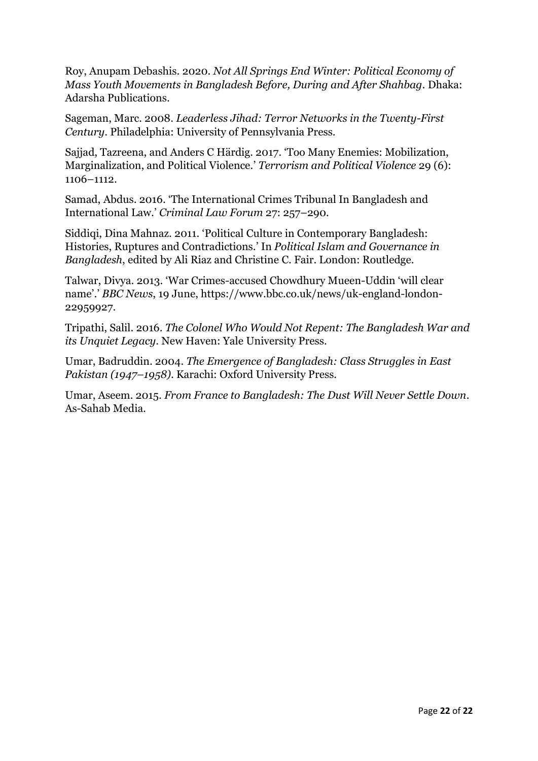Roy, Anupam Debashis. 2020. *Not All Springs End Winter: Political Economy of Mass Youth Movements in Bangladesh Before, During and After Shahbag*. Dhaka: Adarsha Publications.

Sageman, Marc. 2008. *Leaderless Jihad: Terror Networks in the Twenty-First Century*. Philadelphia: University of Pennsylvania Press.

Sajjad, Tazreena, and Anders C Härdig. 2017. 'Too Many Enemies: Mobilization, Marginalization, and Political Violence.' *Terrorism and Political Violence* 29 (6): 1106–1112.

Samad, Abdus. 2016. 'The International Crimes Tribunal In Bangladesh and International Law.' *Criminal Law Forum* 27: 257–290.

Siddiqi, Dina Mahnaz. 2011. 'Political Culture in Contemporary Bangladesh: Histories, Ruptures and Contradictions.' In *Political Islam and Governance in Bangladesh*, edited by Ali Riaz and Christine C. Fair. London: Routledge.

Talwar, Divya. 2013. 'War Crimes-accused Chowdhury Mueen-Uddin 'will clear name'.' *BBC News*, 19 June, https://www.bbc.co.uk/news/uk-england-london-22959927.

Tripathi, Salil. 2016. *The Colonel Who Would Not Repent: The Bangladesh War and its Unquiet Legacy*. New Haven: Yale University Press.

Umar, Badruddin. 2004. *The Emergence of Bangladesh: Class Struggles in East Pakistan (1947–1958)*. Karachi: Oxford University Press.

Umar, Aseem. 2015. *From France to Bangladesh: The Dust Will Never Settle Down*. As-Sahab Media.